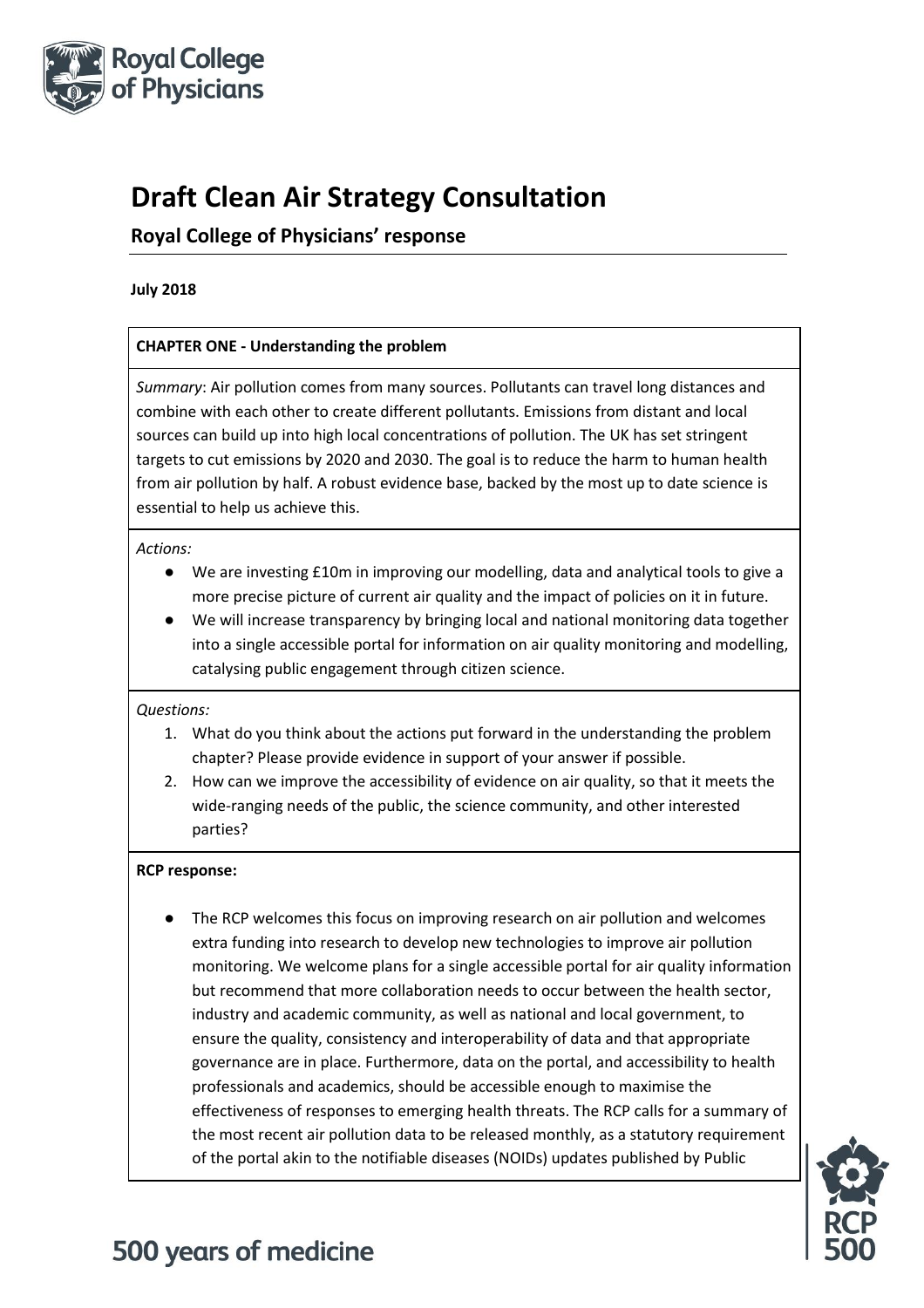# Draft Clean Air Strategy Consultation

## Royal College of Physicians' response

**July 2018**

**CHAPTER ONE - Understanding the problem**

*Summary*: Air pollution comes from many sources. Pollutants can travel long distances and combine with each other to create different pollutants. Emissions from distant and local sources can build up into high local concentrations of pollution. The UK has set stringent targets to cut emissions by 2020 and 2030. The goal is to reduce the harm to human health from air pollution by half. A robust evidence base, backed by the most up to date science is essential to help us achieve this.

*Actions:*

- We are investing £10m in improving our modelling, data and analytical tools to give a more precise picture of current air quality and the impact of policies on it in future.
- We will increase transparency by bringing local and national monitoring data together into a single accessible portal for information on air quality monitoring and modelling, catalysing public engagement through citizen science.

*Questions:*

1. What do you think about the actions put forward in the understanding the problem chapter? Please provide evidence in support of your answer if possible.
2. How can we improve the accessibility of evidence on air quality, so that it meets the wide-ranging needs of the public, the science community, and other interested parties?

**RCP response:**

- The RCP welcomes this focus on improving research on air pollution and welcomes extra funding into research to develop new technologies to improve air pollution monitoring. We welcome plans for a single accessible portal for air quality information but recommend that more collaboration needs to occur between the health sector, industry and academic community, as well as national and local government, to ensure the quality, consistency and interoperability of data and that appropriate governance are in place. Furthermore, data on the portal, and accessibility to health professionals and academics, should be accessible enough to maximise the effectiveness of responses to emerging health threats. The RCP calls for a summary of the most recent air pollution data to be released monthly, as a statutory requirement of the portal akin to the notifiable diseases (NOIDs) updates published by Public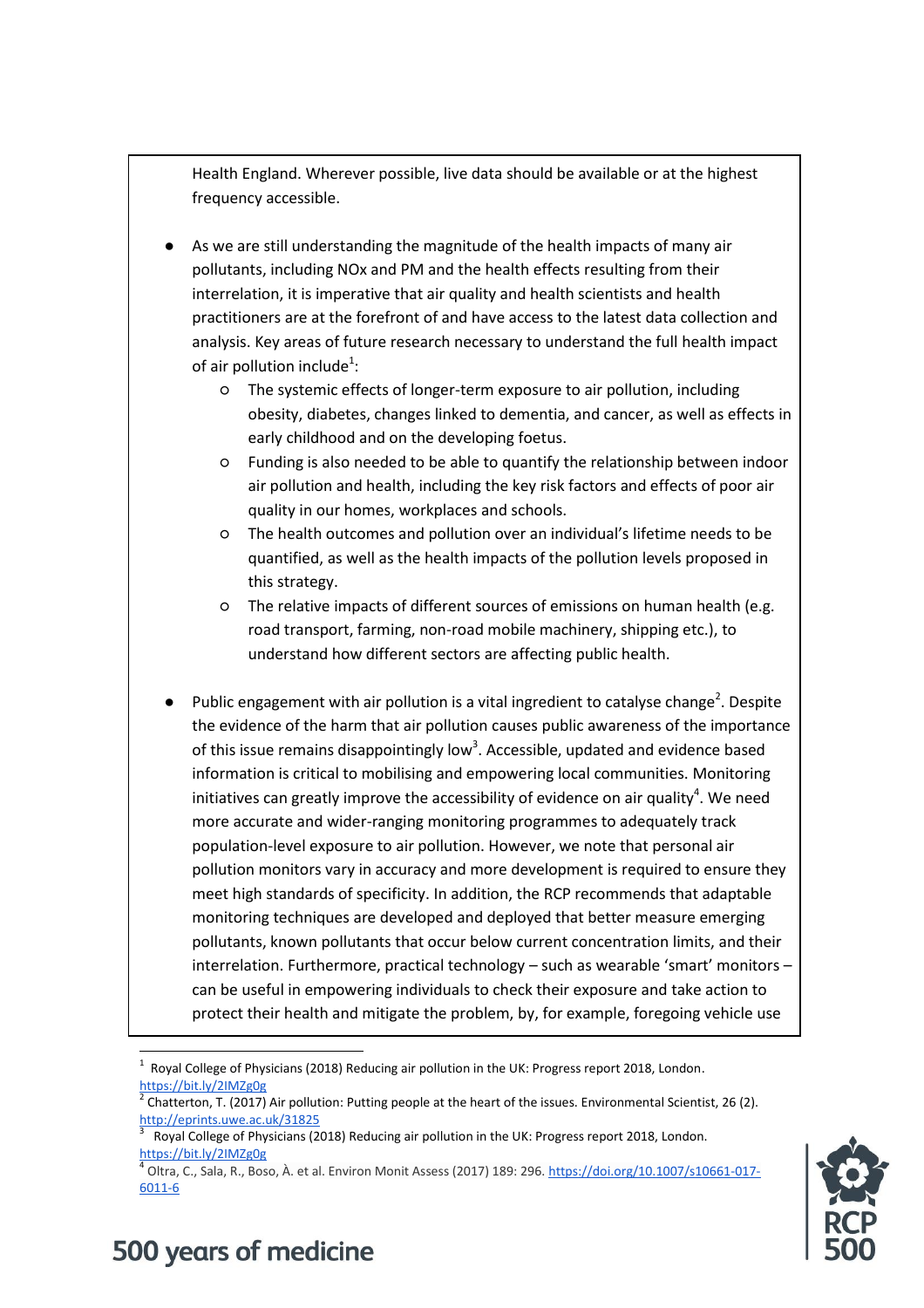Health England. Wherever possible, live data should be available or at the highest frequency accessible.

- As we are still understanding the magnitude of the health impacts of many air pollutants, including NOx and PM and the health effects resulting from their interrelation, it is imperative that air quality and health scientists and health practitioners are at the forefront of and have access to the latest data collection and analysis. Key areas of future research necessary to understand the full health impact of air pollution include[1]:
    - The systemic effects of longer-term exposure to air pollution, including obesity, diabetes, changes linked to dementia, and cancer, as well as effects in early childhood and on the developing foetus.
    - Funding is also needed to be able to quantify the relationship between indoor air pollution and health, including the key risk factors and effects of poor air quality in our homes, workplaces and schools.
    - The health outcomes and pollution over an individual's lifetime needs to be quantified, as well as the health impacts of the pollution levels proposed in this strategy.
    - The relative impacts of different sources of emissions on human health (e.g. road transport, farming, non-road mobile machinery, shipping etc.), to understand how different sectors are affecting public health.

- Public engagement with air pollution is a vital ingredient to catalyse change[2]. Despite the evidence of the harm that air pollution causes public awareness of the importance of this issue remains disappointingly low[3]. Accessible, updated and evidence based information is critical to mobilising and empowering local communities. Monitoring initiatives can greatly improve the accessibility of evidence on air quality[4]. We need more accurate and wider-ranging monitoring programmes to adequately track population-level exposure to air pollution. However, we note that personal air pollution monitors vary in accuracy and more development is required to ensure they meet high standards of specificity. In addition, the RCP recommends that adaptable monitoring techniques are developed and deployed that better measure emerging pollutants, known pollutants that occur below current concentration limits, and their interrelation. Furthermore, practical technology – such as wearable 'smart' monitors – can be useful in empowering individuals to check their exposure and take action to protect their health and mitigate the problem, by, for example, foregoing vehicle use

---

[1] Royal College of Physicians (2018) Reducing air pollution in the UK: Progress report 2018, London. https://bit.ly/2IMZg0g

[2] Chatterton, T. (2017) Air pollution: Putting people at the heart of the issues. Environmental Scientist, 26 (2). http://eprints.uwe.ac.uk/31825

[3] Royal College of Physicians (2018) Reducing air pollution in the UK: Progress report 2018, London. https://bit.ly/2IMZg0g

[4] Oltra, C., Sala, R., Boso, À. et al. Environ Monit Assess (2017) 189: 296. https://doi.org/10.1007/s10661-017-6011-6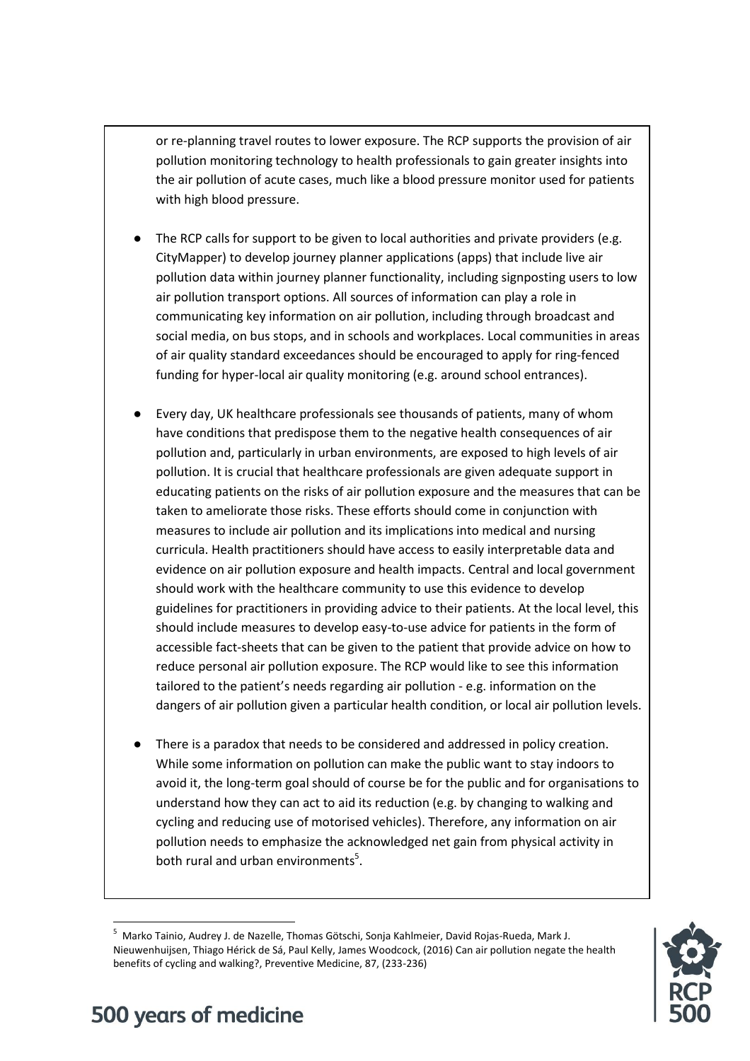or re-planning travel routes to lower exposure. The RCP supports the provision of air pollution monitoring technology to health professionals to gain greater insights into the air pollution of acute cases, much like a blood pressure monitor used for patients with high blood pressure.

- The RCP calls for support to be given to local authorities and private providers (e.g. CityMapper) to develop journey planner applications (apps) that include live air pollution data within journey planner functionality, including signposting users to low air pollution transport options. All sources of information can play a role in communicating key information on air pollution, including through broadcast and social media, on bus stops, and in schools and workplaces. Local communities in areas of air quality standard exceedances should be encouraged to apply for ring-fenced funding for hyper-local air quality monitoring (e.g. around school entrances).

- Every day, UK healthcare professionals see thousands of patients, many of whom have conditions that predispose them to the negative health consequences of air pollution and, particularly in urban environments, are exposed to high levels of air pollution. It is crucial that healthcare professionals are given adequate support in educating patients on the risks of air pollution exposure and the measures that can be taken to ameliorate those risks. These efforts should come in conjunction with measures to include air pollution and its implications into medical and nursing curricula. Health practitioners should have access to easily interpretable data and evidence on air pollution exposure and health impacts. Central and local government should work with the healthcare community to use this evidence to develop guidelines for practitioners in providing advice to their patients. At the local level, this should include measures to develop easy-to-use advice for patients in the form of accessible fact-sheets that can be given to the patient that provide advice on how to reduce personal air pollution exposure. The RCP would like to see this information tailored to the patient's needs regarding air pollution - e.g. information on the dangers of air pollution given a particular health condition, or local air pollution levels.

- There is a paradox that needs to be considered and addressed in policy creation. While some information on pollution can make the public want to stay indoors to avoid it, the long-term goal should of course be for the public and for organisations to understand how they can act to aid its reduction (e.g. by changing to walking and cycling and reducing use of motorised vehicles). Therefore, any information on air pollution needs to emphasize the acknowledged net gain from physical activity in both rural and urban environments[5].

---

[5] Marko Tainio, Audrey J. de Nazelle, Thomas Götschi, Sonja Kahlmeier, David Rojas-Rueda, Mark J. Nieuwenhuijsen, Thiago Hérick de Sá, Paul Kelly, James Woodcock, (2016) Can air pollution negate the health benefits of cycling and walking?, Preventive Medicine, 87, (233-236)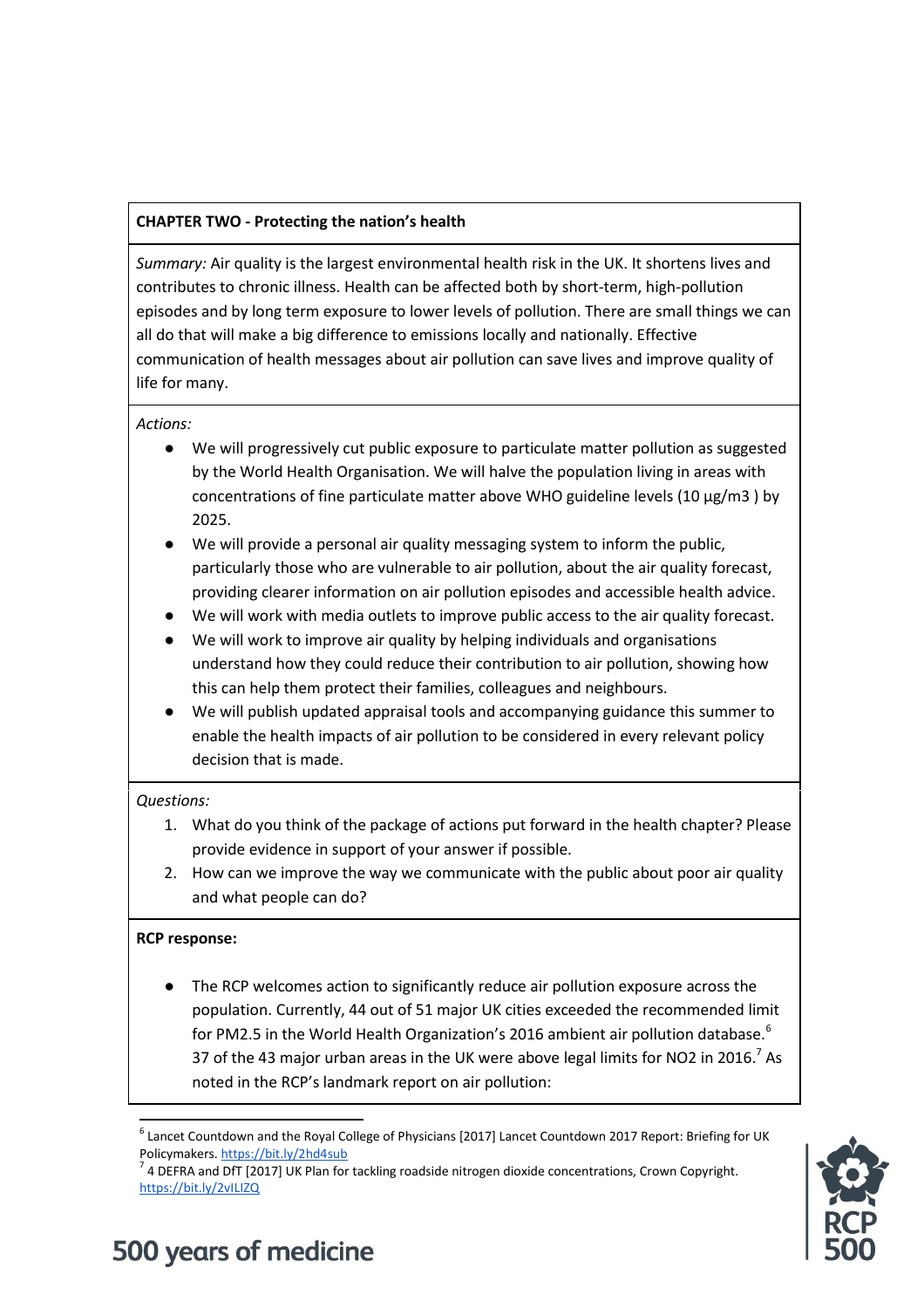**CHAPTER TWO - Protecting the nation's health**

*Summary:* Air quality is the largest environmental health risk in the UK. It shortens lives and contributes to chronic illness. Health can be affected both by short-term, high-pollution episodes and by long term exposure to lower levels of pollution. There are small things we can all do that will make a big difference to emissions locally and nationally. Effective communication of health messages about air pollution can save lives and improve quality of life for many.

*Actions:*

- We will progressively cut public exposure to particulate matter pollution as suggested by the World Health Organisation. We will halve the population living in areas with concentrations of fine particulate matter above WHO guideline levels (10 µg/m3 ) by 2025.
- We will provide a personal air quality messaging system to inform the public, particularly those who are vulnerable to air pollution, about the air quality forecast, providing clearer information on air pollution episodes and accessible health advice.
- We will work with media outlets to improve public access to the air quality forecast.
- We will work to improve air quality by helping individuals and organisations understand how they could reduce their contribution to air pollution, showing how this can help them protect their families, colleagues and neighbours.
- We will publish updated appraisal tools and accompanying guidance this summer to enable the health impacts of air pollution to be considered in every relevant policy decision that is made.

*Questions:*

1. What do you think of the package of actions put forward in the health chapter? Please provide evidence in support of your answer if possible.
2. How can we improve the way we communicate with the public about poor air quality and what people can do?

**RCP response:**

- The RCP welcomes action to significantly reduce air pollution exposure across the population. Currently, 44 out of 51 major UK cities exceeded the recommended limit for PM2.5 in the World Health Organization's 2016 ambient air pollution database.[6] 37 of the 43 major urban areas in the UK were above legal limits for $NO_2$ in 2016.[7] As noted in the RCP's landmark report on air pollution:

---

[6] Lancet Countdown and the Royal College of Physicians [2017] Lancet Countdown 2017 Report: Briefing for UK Policymakers. https://bit.ly/2hd4sub

[7] 4 DEFRA and DfT [2017] UK Plan for tackling roadside nitrogen dioxide concentrations, Crown Copyright. https://bit.ly/2vILIZQ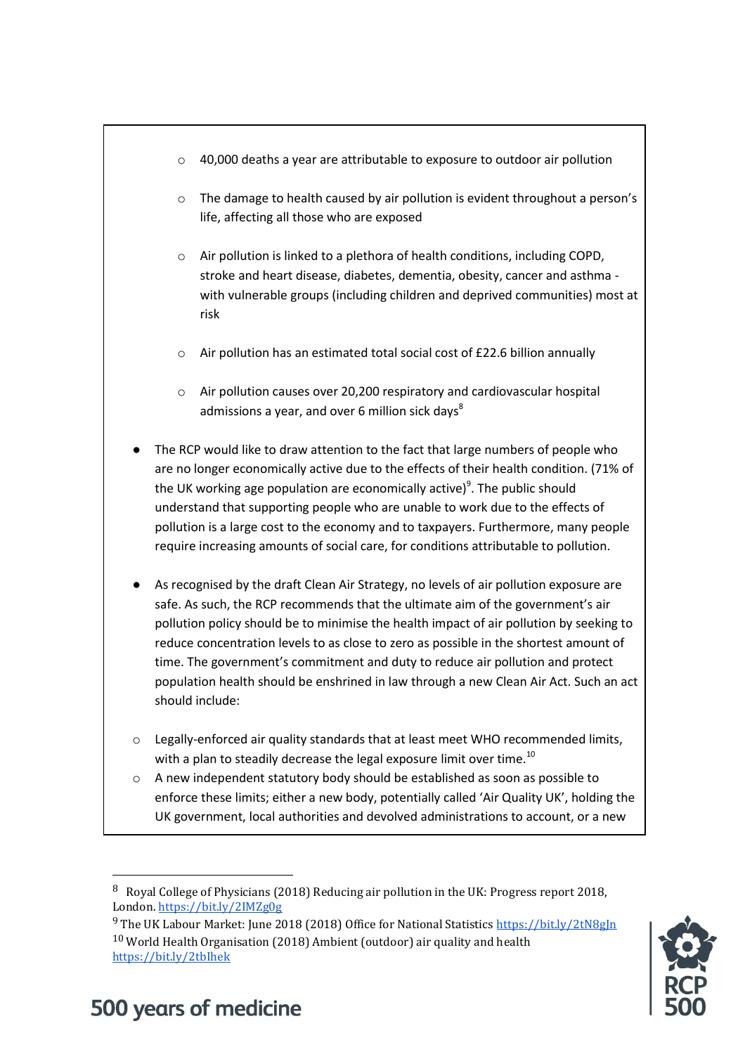- 40,000 deaths a year are attributable to exposure to outdoor air pollution
- The damage to health caused by air pollution is evident throughout a person's life, affecting all those who are exposed
- Air pollution is linked to a plethora of health conditions, including COPD, stroke and heart disease, diabetes, dementia, obesity, cancer and asthma - with vulnerable groups (including children and deprived communities) most at risk
- Air pollution has an estimated total social cost of £22.6 billion annually
- Air pollution causes over 20,200 respiratory and cardiovascular hospital admissions a year, and over 6 million sick days[8]

- The RCP would like to draw attention to the fact that large numbers of people who are no longer economically active due to the effects of their health condition. (71% of the UK working age population are economically active)[9]. The public should understand that supporting people who are unable to work due to the effects of pollution is a large cost to the economy and to taxpayers. Furthermore, many people require increasing amounts of social care, for conditions attributable to pollution.

- As recognised by the draft Clean Air Strategy, no levels of air pollution exposure are safe. As such, the RCP recommends that the ultimate aim of the government's air pollution policy should be to minimise the health impact of air pollution by seeking to reduce concentration levels to as close to zero as possible in the shortest amount of time. The government's commitment and duty to reduce air pollution and protect population health should be enshrined in law through a new Clean Air Act. Such an act should include:

  - Legally-enforced air quality standards that at least meet WHO recommended limits, with a plan to steadily decrease the legal exposure limit over time.[10]
  - A new independent statutory body should be established as soon as possible to enforce these limits; either a new body, potentially called 'Air Quality UK', holding the UK government, local authorities and devolved administrations to account, or a new

---

[8] Royal College of Physicians (2018) Reducing air pollution in the UK: Progress report 2018, London. https://bit.ly/2IMZg0g

[9] The UK Labour Market: June 2018 (2018) Office for National Statistics https://bit.ly/2tN8gJn

[10] World Health Organisation (2018) Ambient (outdoor) air quality and health https://bit.ly/2tbIhek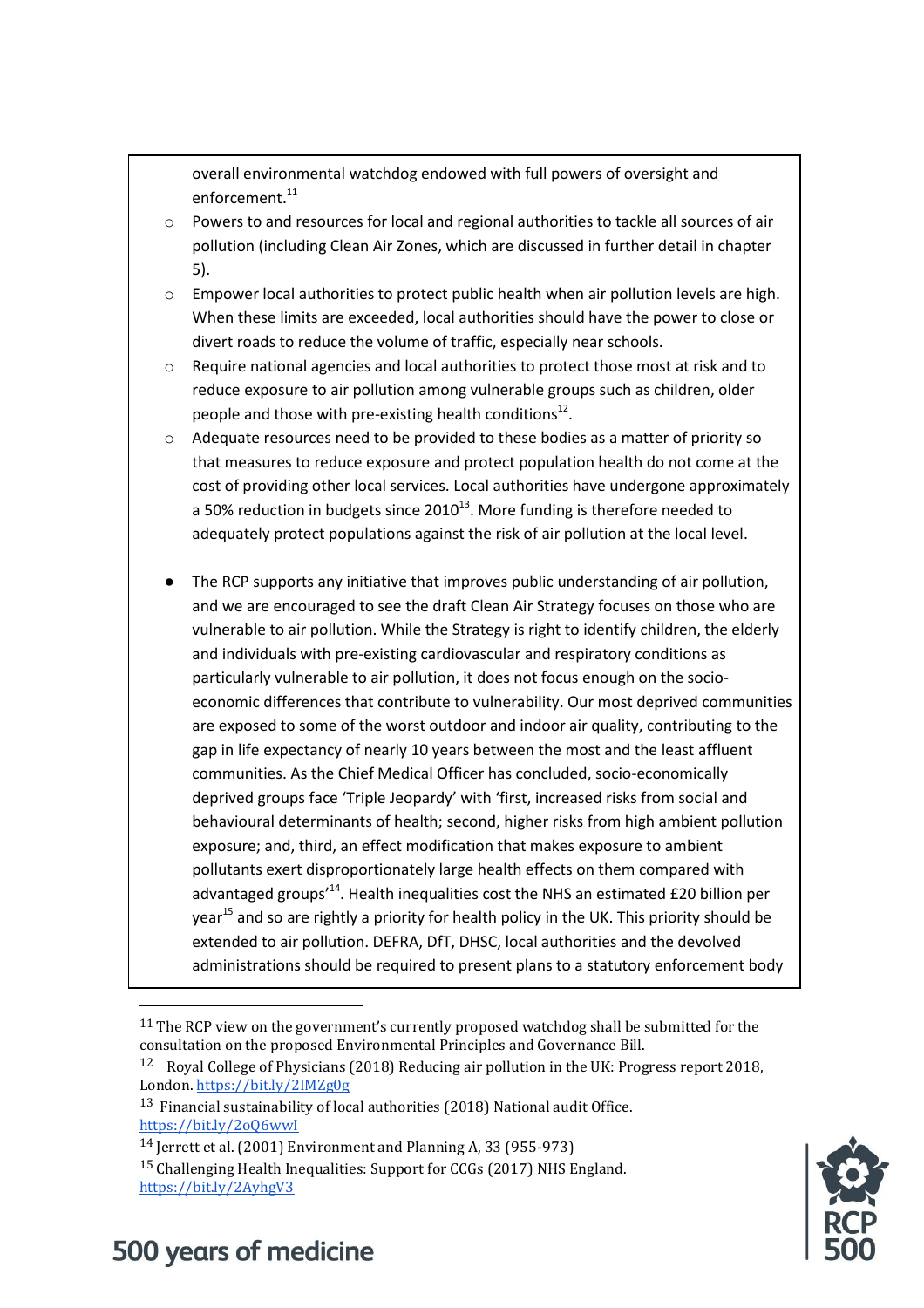overall environmental watchdog endowed with full powers of oversight and enforcement.[11]

- Powers to and resources for local and regional authorities to tackle all sources of air pollution (including Clean Air Zones, which are discussed in further detail in chapter 5).
- Empower local authorities to protect public health when air pollution levels are high. When these limits are exceeded, local authorities should have the power to close or divert roads to reduce the volume of traffic, especially near schools.
- Require national agencies and local authorities to protect those most at risk and to reduce exposure to air pollution among vulnerable groups such as children, older people and those with pre-existing health conditions[12].
- Adequate resources need to be provided to these bodies as a matter of priority so that measures to reduce exposure and protect population health do not come at the cost of providing other local services. Local authorities have undergone approximately a 50% reduction in budgets since 2010[13]. More funding is therefore needed to adequately protect populations against the risk of air pollution at the local level.

- The RCP supports any initiative that improves public understanding of air pollution, and we are encouraged to see the draft Clean Air Strategy focuses on those who are vulnerable to air pollution. While the Strategy is right to identify children, the elderly and individuals with pre-existing cardiovascular and respiratory conditions as particularly vulnerable to air pollution, it does not focus enough on the socio-economic differences that contribute to vulnerability. Our most deprived communities are exposed to some of the worst outdoor and indoor air quality, contributing to the gap in life expectancy of nearly 10 years between the most and the least affluent communities. As the Chief Medical Officer has concluded, socio-economically deprived groups face 'Triple Jeopardy' with 'first, increased risks from social and behavioural determinants of health; second, higher risks from high ambient pollution exposure; and, third, an effect modification that makes exposure to ambient pollutants exert disproportionately large health effects on them compared with advantaged groups'[14]. Health inequalities cost the NHS an estimated £20 billion per year[15] and so are rightly a priority for health policy in the UK. This priority should be extended to air pollution. DEFRA, DfT, DHSC, local authorities and the devolved administrations should be required to present plans to a statutory enforcement body

---

[11] The RCP view on the government's currently proposed watchdog shall be submitted for the consultation on the proposed Environmental Principles and Governance Bill.

[12] Royal College of Physicians (2018) Reducing air pollution in the UK: Progress report 2018, London. https://bit.ly/2IMZg0g

[13] Financial sustainability of local authorities (2018) National audit Office. https://bit.ly/2oQ6wwI

[14] Jerrett et al. (2001) Environment and Planning A, 33 (955-973)

[15] Challenging Health Inequalities: Support for CCGs (2017) NHS England. https://bit.ly/2AyhgV3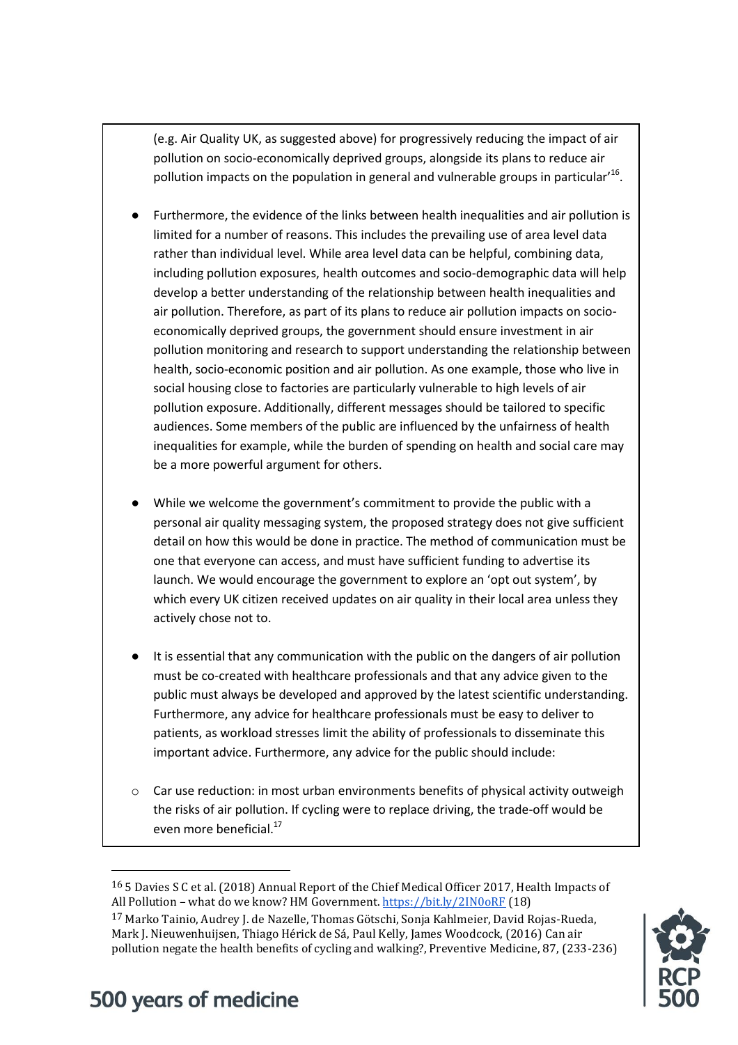(e.g. Air Quality UK, as suggested above) for progressively reducing the impact of air pollution on socio-economically deprived groups, alongside its plans to reduce air pollution impacts on the population in general and vulnerable groups in particular'[16].

- Furthermore, the evidence of the links between health inequalities and air pollution is limited for a number of reasons. This includes the prevailing use of area level data rather than individual level. While area level data can be helpful, combining data, including pollution exposures, health outcomes and socio-demographic data will help develop a better understanding of the relationship between health inequalities and air pollution. Therefore, as part of its plans to reduce air pollution impacts on socio-economically deprived groups, the government should ensure investment in air pollution monitoring and research to support understanding the relationship between health, socio-economic position and air pollution. As one example, those who live in social housing close to factories are particularly vulnerable to high levels of air pollution exposure. Additionally, different messages should be tailored to specific audiences. Some members of the public are influenced by the unfairness of health inequalities for example, while the burden of spending on health and social care may be a more powerful argument for others.

- While we welcome the government's commitment to provide the public with a personal air quality messaging system, the proposed strategy does not give sufficient detail on how this would be done in practice. The method of communication must be one that everyone can access, and must have sufficient funding to advertise its launch. We would encourage the government to explore an 'opt out system', by which every UK citizen received updates on air quality in their local area unless they actively chose not to.

- It is essential that any communication with the public on the dangers of air pollution must be co-created with healthcare professionals and that any advice given to the public must always be developed and approved by the latest scientific understanding. Furthermore, any advice for healthcare professionals must be easy to deliver to patients, as workload stresses limit the ability of professionals to disseminate this important advice. Furthermore, any advice for the public should include:

  - Car use reduction: in most urban environments benefits of physical activity outweigh the risks of air pollution. If cycling were to replace driving, the trade-off would be even more beneficial.[17]

---

[16] 5 Davies S C et al. (2018) Annual Report of the Chief Medical Officer 2017, Health Impacts of All Pollution – what do we know? HM Government. https://bit.ly/2IN0oRF (18)

[17] Marko Tainio, Audrey J. de Nazelle, Thomas Götschi, Sonja Kahlmeier, David Rojas-Rueda, Mark J. Nieuwenhuijsen, Thiago Hérick de Sá, Paul Kelly, James Woodcock, (2016) Can air pollution negate the health benefits of cycling and walking?, Preventive Medicine, 87, (233-236)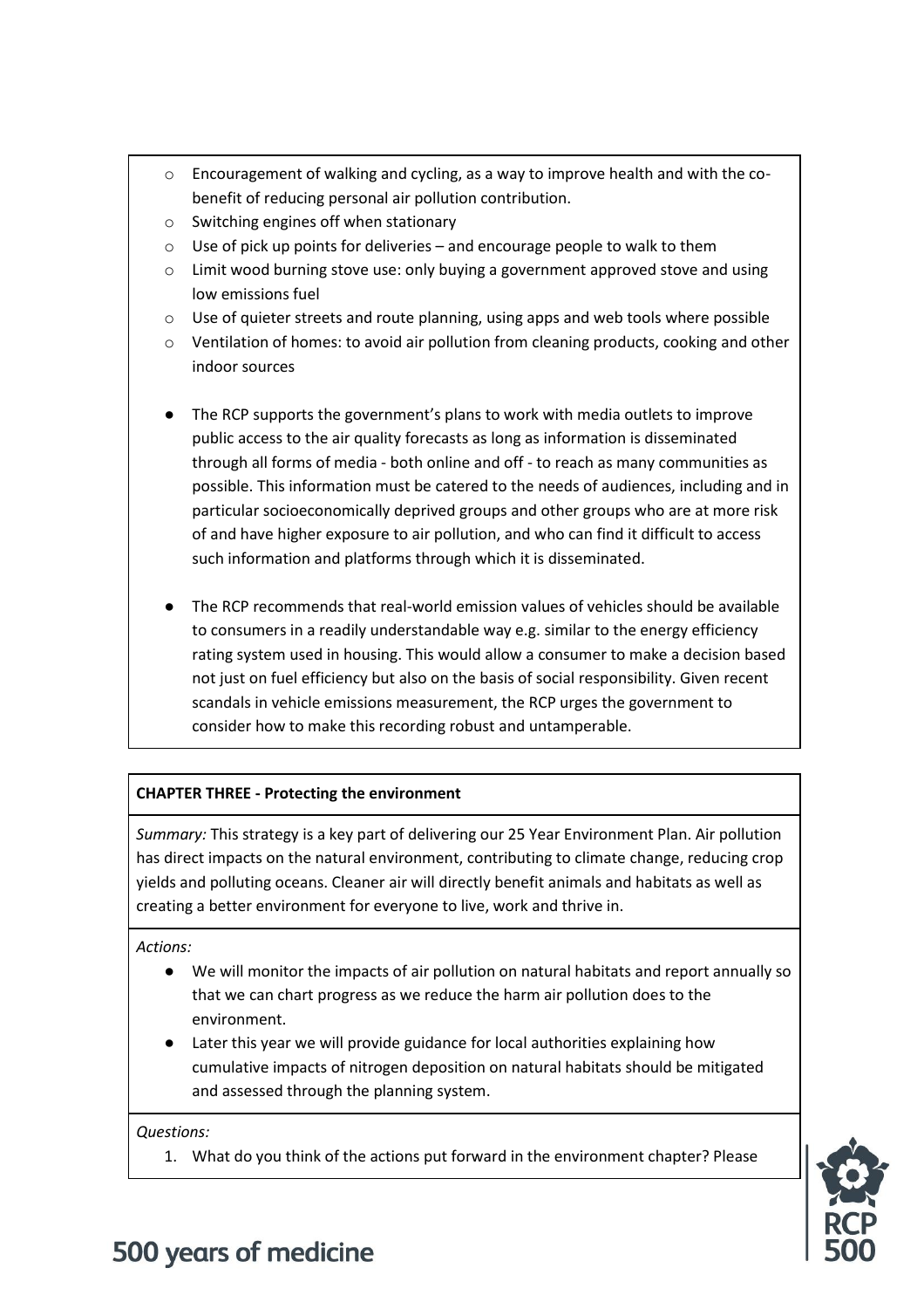- Encouragement of walking and cycling, as a way to improve health and with the co-benefit of reducing personal air pollution contribution.
  - Switching engines off when stationary
  - Use of pick up points for deliveries – and encourage people to walk to them
  - Limit wood burning stove use: only buying a government approved stove and using low emissions fuel
  - Use of quieter streets and route planning, using apps and web tools where possible
  - Ventilation of homes: to avoid air pollution from cleaning products, cooking and other indoor sources

- The RCP supports the government's plans to work with media outlets to improve public access to the air quality forecasts as long as information is disseminated through all forms of media - both online and off - to reach as many communities as possible. This information must be catered to the needs of audiences, including and in particular socioeconomically deprived groups and other groups who are at more risk of and have higher exposure to air pollution, and who can find it difficult to access such information and platforms through which it is disseminated.

- The RCP recommends that real-world emission values of vehicles should be available to consumers in a readily understandable way e.g. similar to the energy efficiency rating system used in housing. This would allow a consumer to make a decision based not just on fuel efficiency but also on the basis of social responsibility. Given recent scandals in vehicle emissions measurement, the RCP urges the government to consider how to make this recording robust and untamperable.

**CHAPTER THREE - Protecting the environment**

*Summary:* This strategy is a key part of delivering our 25 Year Environment Plan. Air pollution has direct impacts on the natural environment, contributing to climate change, reducing crop yields and polluting oceans. Cleaner air will directly benefit animals and habitats as well as creating a better environment for everyone to live, work and thrive in.

*Actions:*

- We will monitor the impacts of air pollution on natural habitats and report annually so that we can chart progress as we reduce the harm air pollution does to the environment.
- Later this year we will provide guidance for local authorities explaining how cumulative impacts of nitrogen deposition on natural habitats should be mitigated and assessed through the planning system.

*Questions:*

1. What do you think of the actions put forward in the environment chapter? Please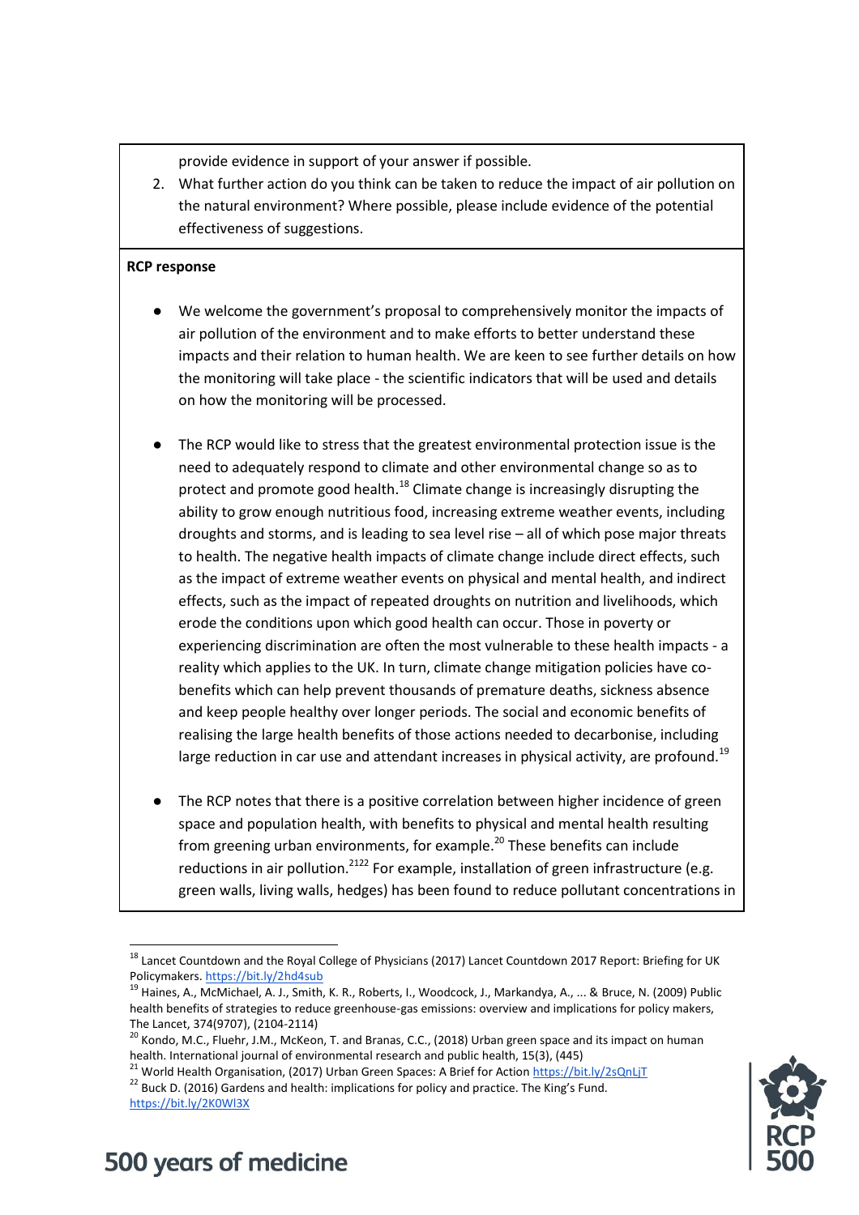provide evidence in support of your answer if possible.

2. What further action do you think can be taken to reduce the impact of air pollution on the natural environment? Where possible, please include evidence of the potential effectiveness of suggestions.

**RCP response**

- We welcome the government's proposal to comprehensively monitor the impacts of air pollution of the environment and to make efforts to better understand these impacts and their relation to human health. We are keen to see further details on how the monitoring will take place - the scientific indicators that will be used and details on how the monitoring will be processed.

- The RCP would like to stress that the greatest environmental protection issue is the need to adequately respond to climate and other environmental change so as to protect and promote good health.[18] Climate change is increasingly disrupting the ability to grow enough nutritious food, increasing extreme weather events, including droughts and storms, and is leading to sea level rise – all of which pose major threats to health. The negative health impacts of climate change include direct effects, such as the impact of extreme weather events on physical and mental health, and indirect effects, such as the impact of repeated droughts on nutrition and livelihoods, which erode the conditions upon which good health can occur. Those in poverty or experiencing discrimination are often the most vulnerable to these health impacts - a reality which applies to the UK. In turn, climate change mitigation policies have co-benefits which can help prevent thousands of premature deaths, sickness absence and keep people healthy over longer periods. The social and economic benefits of realising the large health benefits of those actions needed to decarbonise, including large reduction in car use and attendant increases in physical activity, are profound.[19]

- The RCP notes that there is a positive correlation between higher incidence of green space and population health, with benefits to physical and mental health resulting from greening urban environments, for example.[20] These benefits can include reductions in air pollution.[21][22] For example, installation of green infrastructure (e.g. green walls, living walls, hedges) has been found to reduce pollutant concentrations in

---

[18] Lancet Countdown and the Royal College of Physicians (2017) Lancet Countdown 2017 Report: Briefing for UK Policymakers. https://bit.ly/2hd4sub

[19] Haines, A., McMichael, A. J., Smith, K. R., Roberts, I., Woodcock, J., Markandya, A., ... & Bruce, N. (2009) Public health benefits of strategies to reduce greenhouse-gas emissions: overview and implications for policy makers, The Lancet, 374(9707), (2104-2114)

[20] Kondo, M.C., Fluehr, J.M., McKeon, T. and Branas, C.C., (2018) Urban green space and its impact on human health. International journal of environmental research and public health, 15(3), (445)

[21] World Health Organisation, (2017) Urban Green Spaces: A Brief for Action https://bit.ly/2sQnLjT

[22] Buck D. (2016) Gardens and health: implications for policy and practice. The King's Fund. https://bit.ly/2K0Wl3X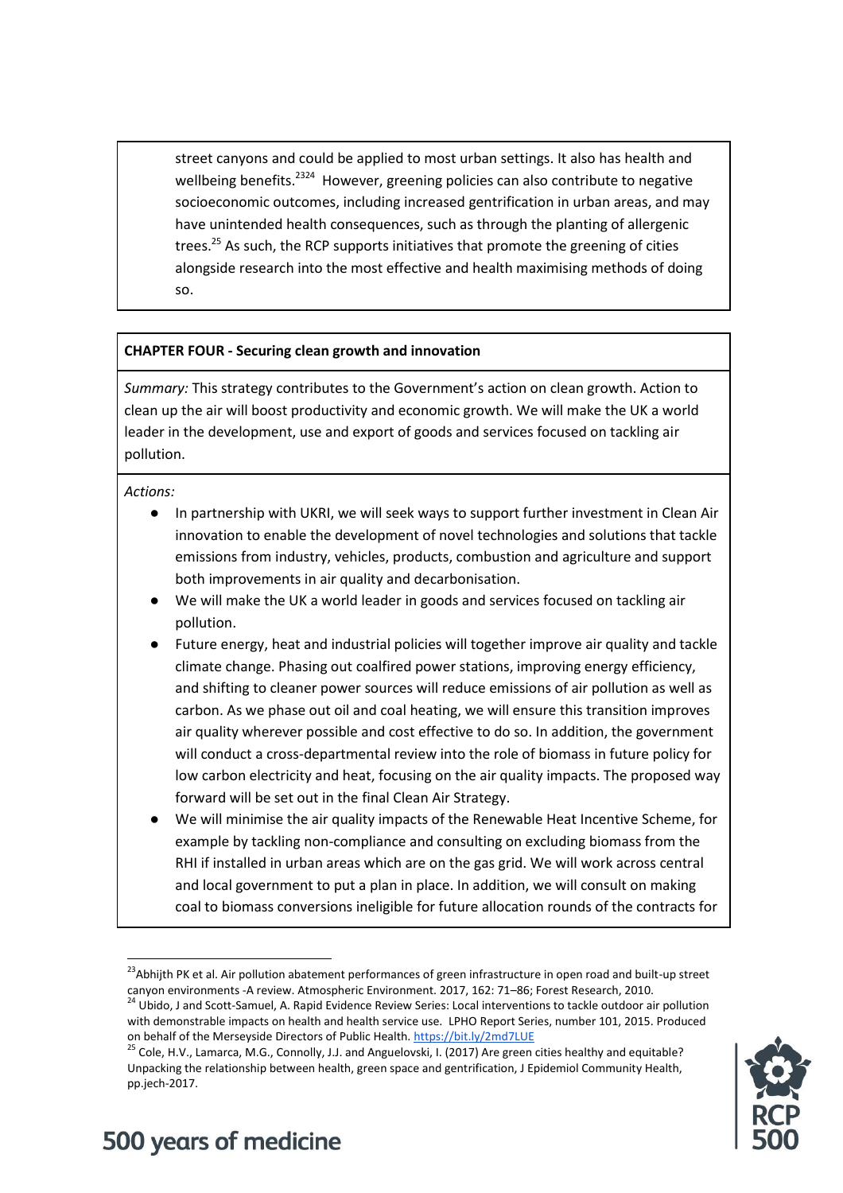street canyons and could be applied to most urban settings. It also has health and wellbeing benefits.[23][24] However, greening policies can also contribute to negative socioeconomic outcomes, including increased gentrification in urban areas, and may have unintended health consequences, such as through the planting of allergenic trees.[25] As such, the RCP supports initiatives that promote the greening of cities alongside research into the most effective and health maximising methods of doing so.

**CHAPTER FOUR - Securing clean growth and innovation**

*Summary:* This strategy contributes to the Government's action on clean growth. Action to clean up the air will boost productivity and economic growth. We will make the UK a world leader in the development, use and export of goods and services focused on tackling air pollution.

*Actions:*

- In partnership with UKRI, we will seek ways to support further investment in Clean Air innovation to enable the development of novel technologies and solutions that tackle emissions from industry, vehicles, products, combustion and agriculture and support both improvements in air quality and decarbonisation.
- We will make the UK a world leader in goods and services focused on tackling air pollution.
- Future energy, heat and industrial policies will together improve air quality and tackle climate change. Phasing out coalfired power stations, improving energy efficiency, and shifting to cleaner power sources will reduce emissions of air pollution as well as carbon. As we phase out oil and coal heating, we will ensure this transition improves air quality wherever possible and cost effective to do so. In addition, the government will conduct a cross-departmental review into the role of biomass in future policy for low carbon electricity and heat, focusing on the air quality impacts. The proposed way forward will be set out in the final Clean Air Strategy.
- We will minimise the air quality impacts of the Renewable Heat Incentive Scheme, for example by tackling non-compliance and consulting on excluding biomass from the RHI if installed in urban areas which are on the gas grid. We will work across central and local government to put a plan in place. In addition, we will consult on making coal to biomass conversions ineligible for future allocation rounds of the contracts for

[23] Abhijth PK et al. Air pollution abatement performances of green infrastructure in open road and built-up street canyon environments -A review. Atmospheric Environment. 2017, 162: 71–86; Forest Research, 2010.

[24] Ubido, J and Scott-Samuel, A. Rapid Evidence Review Series: Local interventions to tackle outdoor air pollution with demonstrable impacts on health and health service use. LPHO Report Series, number 101, 2015. Produced on behalf of the Merseyside Directors of Public Health. https://bit.ly/2md7LUE

[25] Cole, H.V., Lamarca, M.G., Connolly, J.J. and Anguelovski, I. (2017) Are green cities healthy and equitable? Unpacking the relationship between health, green space and gentrification, J Epidemiol Community Health, pp.jech-2017.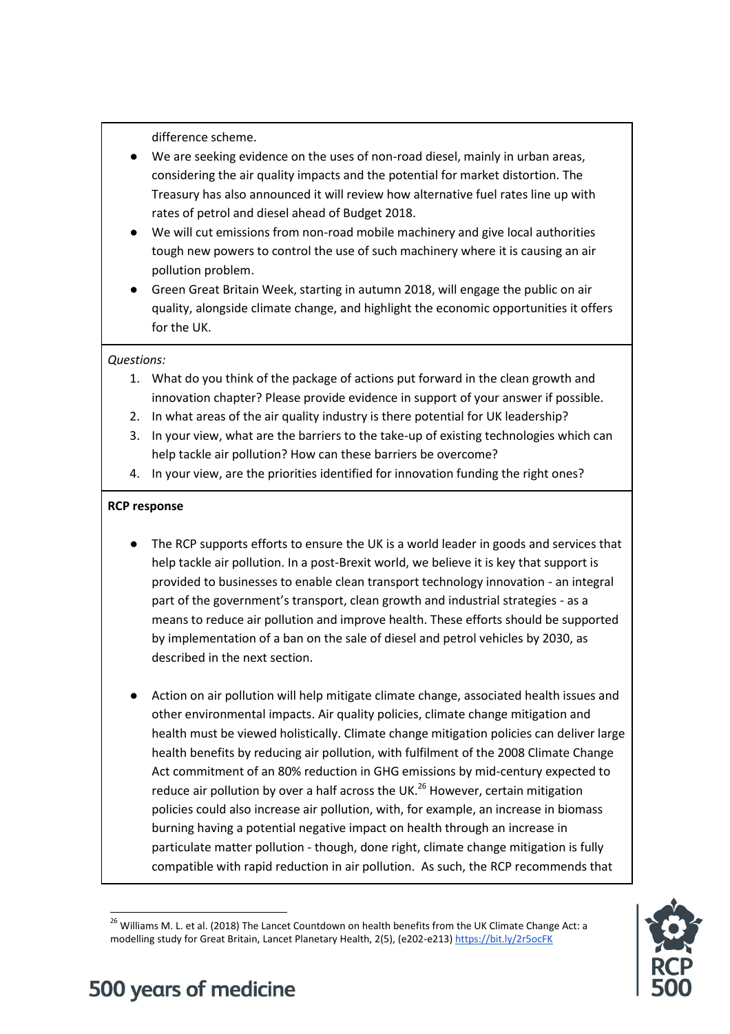difference scheme.

- We are seeking evidence on the uses of non-road diesel, mainly in urban areas, considering the air quality impacts and the potential for market distortion. The Treasury has also announced it will review how alternative fuel rates line up with rates of petrol and diesel ahead of Budget 2018.
- We will cut emissions from non-road mobile machinery and give local authorities tough new powers to control the use of such machinery where it is causing an air pollution problem.
- Green Great Britain Week, starting in autumn 2018, will engage the public on air quality, alongside climate change, and highlight the economic opportunities it offers for the UK.

*Questions:*

1. What do you think of the package of actions put forward in the clean growth and innovation chapter? Please provide evidence in support of your answer if possible.
2. In what areas of the air quality industry is there potential for UK leadership?
3. In your view, what are the barriers to the take-up of existing technologies which can help tackle air pollution? How can these barriers be overcome?
4. In your view, are the priorities identified for innovation funding the right ones?

**RCP response**

- The RCP supports efforts to ensure the UK is a world leader in goods and services that help tackle air pollution. In a post-Brexit world, we believe it is key that support is provided to businesses to enable clean transport technology innovation - an integral part of the government's transport, clean growth and industrial strategies - as a means to reduce air pollution and improve health. These efforts should be supported by implementation of a ban on the sale of diesel and petrol vehicles by 2030, as described in the next section.

- Action on air pollution will help mitigate climate change, associated health issues and other environmental impacts. Air quality policies, climate change mitigation and health must be viewed holistically. Climate change mitigation policies can deliver large health benefits by reducing air pollution, with fulfilment of the 2008 Climate Change Act commitment of an 80% reduction in GHG emissions by mid-century expected to reduce air pollution by over a half across the UK.[26] However, certain mitigation policies could also increase air pollution, with, for example, an increase in biomass burning having a potential negative impact on health through an increase in particulate matter pollution - though, done right, climate change mitigation is fully compatible with rapid reduction in air pollution. As such, the RCP recommends that

---

[26] Williams M. L. et al. (2018) The Lancet Countdown on health benefits from the UK Climate Change Act: a modelling study for Great Britain, Lancet Planetary Health, 2(5), (e202-e213) https://bit.ly/2r5ocFK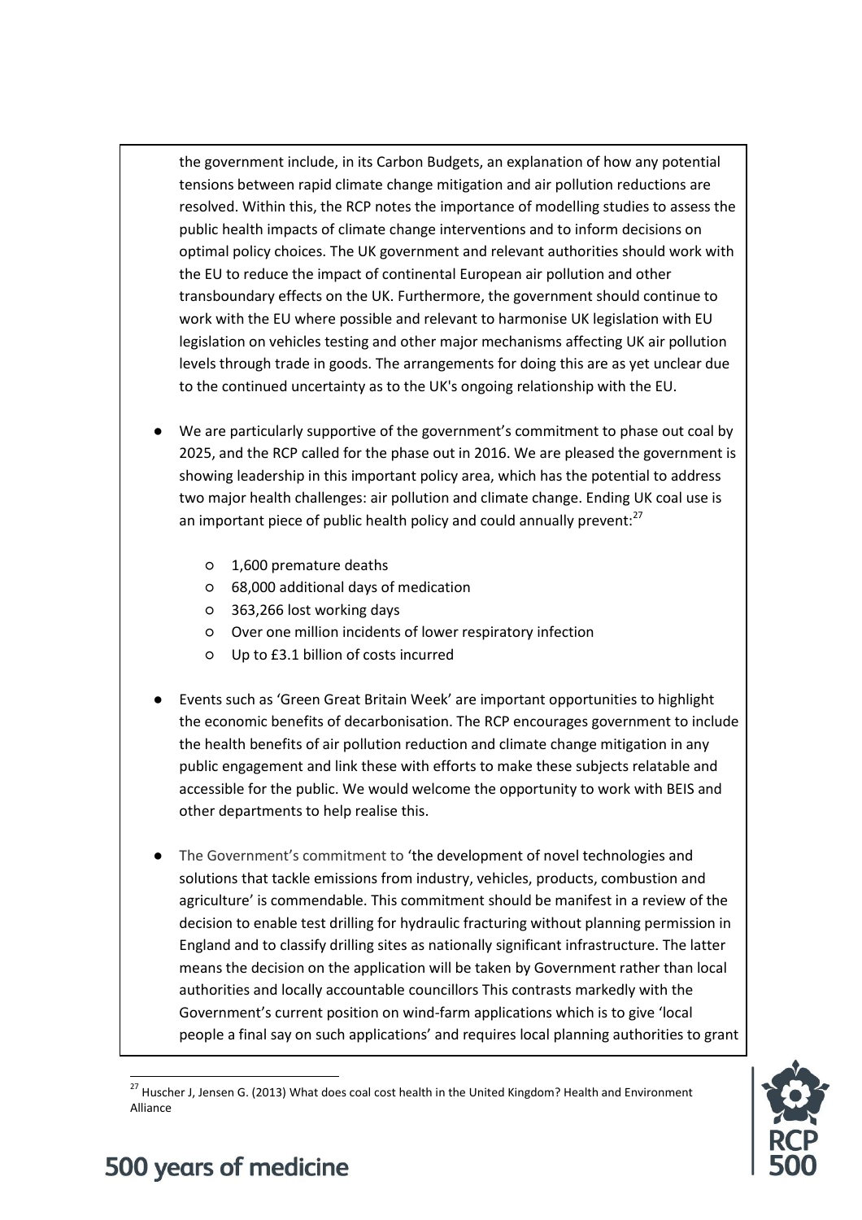the government include, in its Carbon Budgets, an explanation of how any potential tensions between rapid climate change mitigation and air pollution reductions are resolved. Within this, the RCP notes the importance of modelling studies to assess the public health impacts of climate change interventions and to inform decisions on optimal policy choices. The UK government and relevant authorities should work with the EU to reduce the impact of continental European air pollution and other transboundary effects on the UK. Furthermore, the government should continue to work with the EU where possible and relevant to harmonise UK legislation with EU legislation on vehicles testing and other major mechanisms affecting UK air pollution levels through trade in goods. The arrangements for doing this are as yet unclear due to the continued uncertainty as to the UK's ongoing relationship with the EU.

- We are particularly supportive of the government's commitment to phase out coal by 2025, and the RCP called for the phase out in 2016. We are pleased the government is showing leadership in this important policy area, which has the potential to address two major health challenges: air pollution and climate change. Ending UK coal use is an important piece of public health policy and could annually prevent:[27]
  - 1,600 premature deaths
  - 68,000 additional days of medication
  - 363,266 lost working days
  - Over one million incidents of lower respiratory infection
  - Up to £3.1 billion of costs incurred
- Events such as 'Green Great Britain Week' are important opportunities to highlight the economic benefits of decarbonisation. The RCP encourages government to include the health benefits of air pollution reduction and climate change mitigation in any public engagement and link these with efforts to make these subjects relatable and accessible for the public. We would welcome the opportunity to work with BEIS and other departments to help realise this.
- The Government's commitment to 'the development of novel technologies and solutions that tackle emissions from industry, vehicles, products, combustion and agriculture' is commendable. This commitment should be manifest in a review of the decision to enable test drilling for hydraulic fracturing without planning permission in England and to classify drilling sites as nationally significant infrastructure. The latter means the decision on the application will be taken by Government rather than local authorities and locally accountable councillors This contrasts markedly with the Government's current position on wind-farm applications which is to give 'local people a final say on such applications' and requires local planning authorities to grant

[27] Huscher J, Jensen G. (2013) What does coal cost health in the United Kingdom? Health and Environment Alliance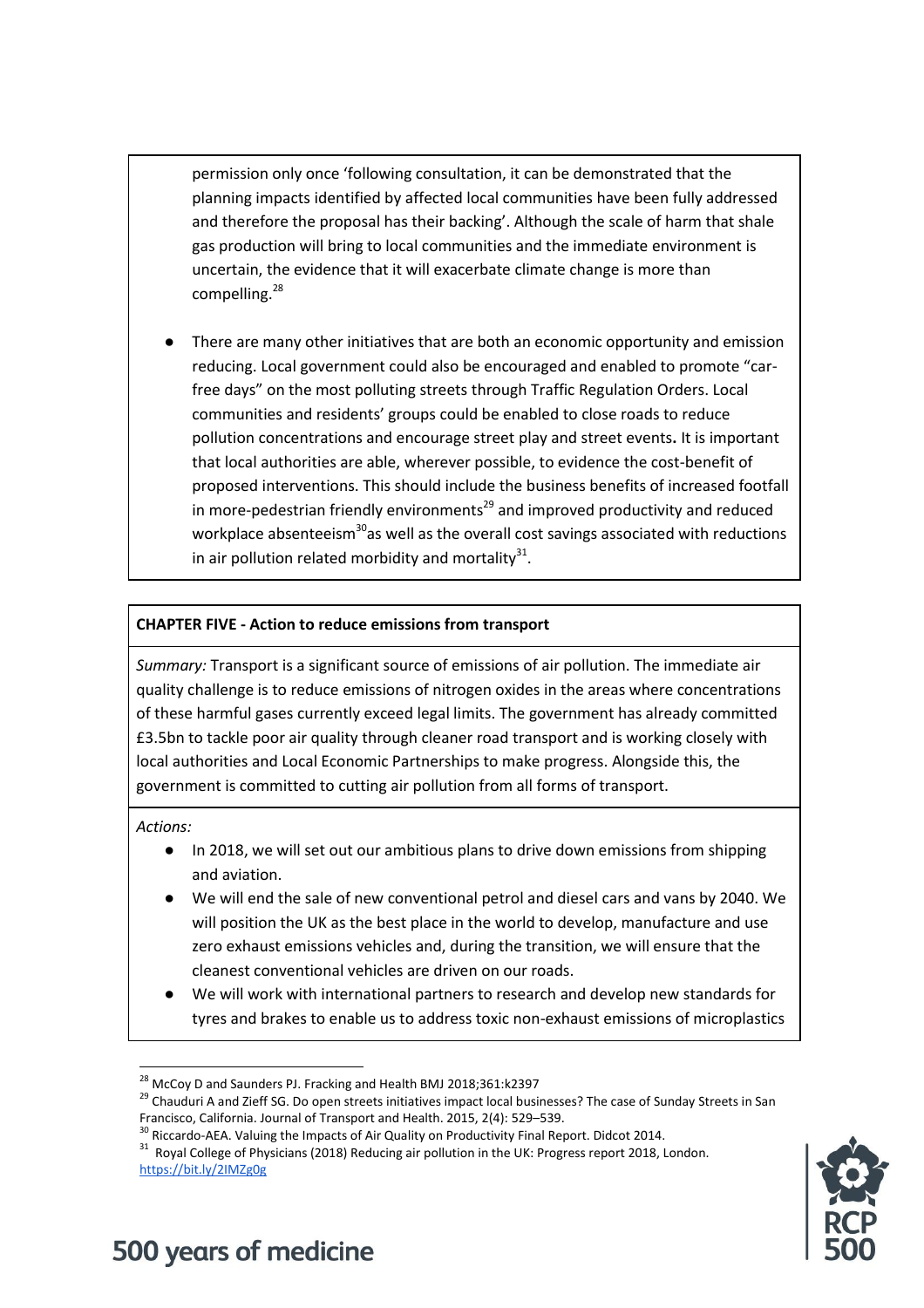permission only once 'following consultation, it can be demonstrated that the planning impacts identified by affected local communities have been fully addressed and therefore the proposal has their backing'. Although the scale of harm that shale gas production will bring to local communities and the immediate environment is uncertain, the evidence that it will exacerbate climate change is more than compelling.[28]

- There are many other initiatives that are both an economic opportunity and emission reducing. Local government could also be encouraged and enabled to promote "car-free days" on the most polluting streets through Traffic Regulation Orders. Local communities and residents' groups could be enabled to close roads to reduce pollution concentrations and encourage street play and street events. It is important that local authorities are able, wherever possible, to evidence the cost-benefit of proposed interventions. This should include the business benefits of increased footfall in more-pedestrian friendly environments[29] and improved productivity and reduced workplace absenteeism[30] as well as the overall cost savings associated with reductions in air pollution related morbidity and mortality[31].

**CHAPTER FIVE - Action to reduce emissions from transport**

*Summary:* Transport is a significant source of emissions of air pollution. The immediate air quality challenge is to reduce emissions of nitrogen oxides in the areas where concentrations of these harmful gases currently exceed legal limits. The government has already committed £3.5bn to tackle poor air quality through cleaner road transport and is working closely with local authorities and Local Economic Partnerships to make progress. Alongside this, the government is committed to cutting air pollution from all forms of transport.

*Actions:*

- In 2018, we will set out our ambitious plans to drive down emissions from shipping and aviation.
- We will end the sale of new conventional petrol and diesel cars and vans by 2040. We will position the UK as the best place in the world to develop, manufacture and use zero exhaust emissions vehicles and, during the transition, we will ensure that the cleanest conventional vehicles are driven on our roads.
- We will work with international partners to research and develop new standards for tyres and brakes to enable us to address toxic non-exhaust emissions of microplastics

---

[28] McCoy D and Saunders PJ. Fracking and Health BMJ 2018;361:k2397

[29] Chauduri A and Zieff SG. Do open streets initiatives impact local businesses? The case of Sunday Streets in San Francisco, California. Journal of Transport and Health. 2015, 2(4): 529–539.

[30] Riccardo-AEA. Valuing the Impacts of Air Quality on Productivity Final Report. Didcot 2014.

[31] Royal College of Physicians (2018) Reducing air pollution in the UK: Progress report 2018, London. https://bit.ly/2IMZg0g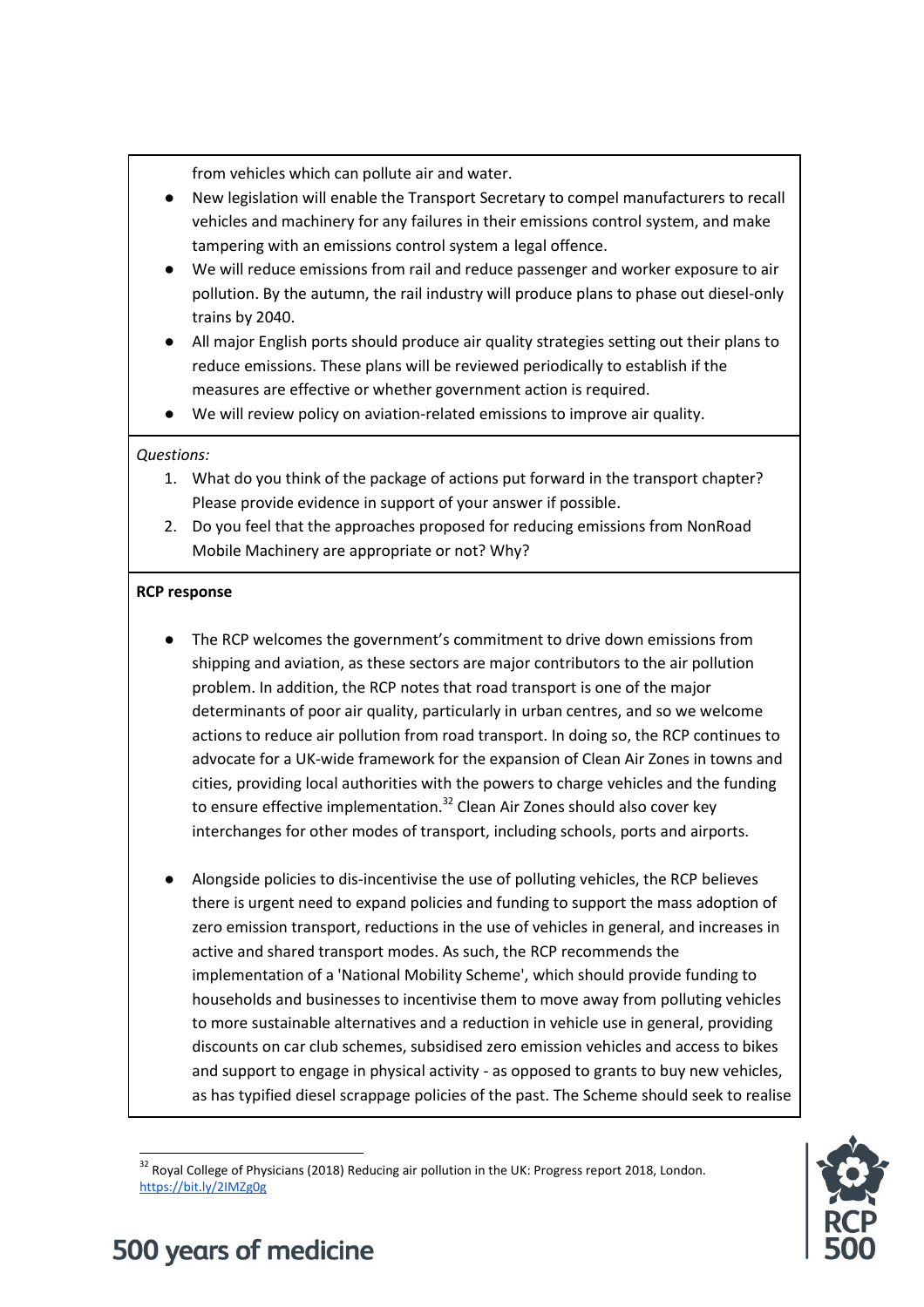from vehicles which can pollute air and water.

- New legislation will enable the Transport Secretary to compel manufacturers to recall vehicles and machinery for any failures in their emissions control system, and make tampering with an emissions control system a legal offence.
- We will reduce emissions from rail and reduce passenger and worker exposure to air pollution. By the autumn, the rail industry will produce plans to phase out diesel-only trains by 2040.
- All major English ports should produce air quality strategies setting out their plans to reduce emissions. These plans will be reviewed periodically to establish if the measures are effective or whether government action is required.
- We will review policy on aviation-related emissions to improve air quality.

*Questions:*

1. What do you think of the package of actions put forward in the transport chapter? Please provide evidence in support of your answer if possible.
2. Do you feel that the approaches proposed for reducing emissions from NonRoad Mobile Machinery are appropriate or not? Why?

**RCP response**

- The RCP welcomes the government's commitment to drive down emissions from shipping and aviation, as these sectors are major contributors to the air pollution problem. In addition, the RCP notes that road transport is one of the major determinants of poor air quality, particularly in urban centres, and so we welcome actions to reduce air pollution from road transport. In doing so, the RCP continues to advocate for a UK-wide framework for the expansion of Clean Air Zones in towns and cities, providing local authorities with the powers to charge vehicles and the funding to ensure effective implementation.[32] Clean Air Zones should also cover key interchanges for other modes of transport, including schools, ports and airports.

- Alongside policies to dis-incentivise the use of polluting vehicles, the RCP believes there is urgent need to expand policies and funding to support the mass adoption of zero emission transport, reductions in the use of vehicles in general, and increases in active and shared transport modes. As such, the RCP recommends the implementation of a 'National Mobility Scheme', which should provide funding to households and businesses to incentivise them to move away from polluting vehicles to more sustainable alternatives and a reduction in vehicle use in general, providing discounts on car club schemes, subsidised zero emission vehicles and access to bikes and support to engage in physical activity - as opposed to grants to buy new vehicles, as has typified diesel scrappage policies of the past. The Scheme should seek to realise

[32] Royal College of Physicians (2018) Reducing air pollution in the UK: Progress report 2018, London. https://bit.ly/2IMZg0g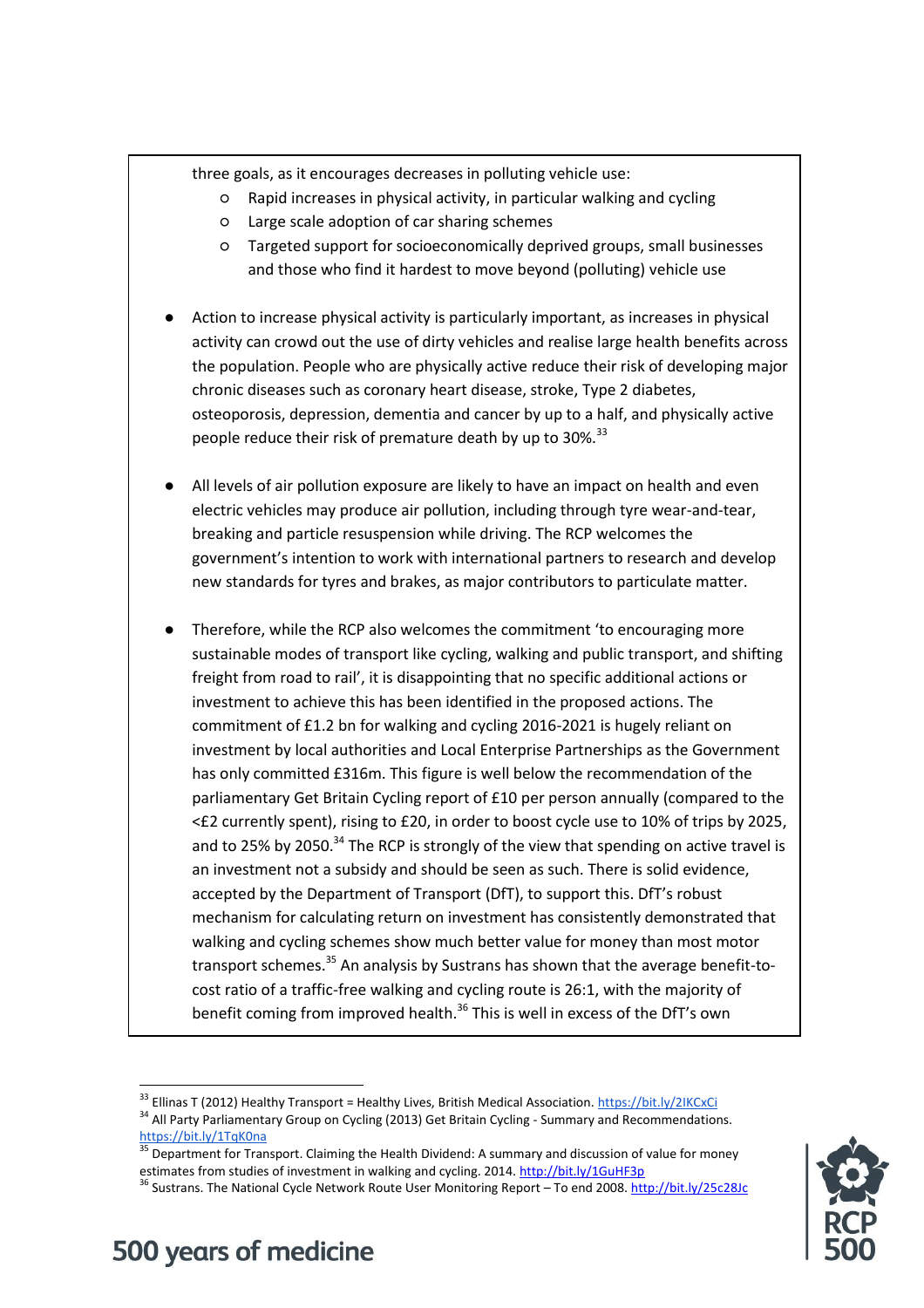three goals, as it encourages decreases in polluting vehicle use:

  - Rapid increases in physical activity, in particular walking and cycling
  - Large scale adoption of car sharing schemes
  - Targeted support for socioeconomically deprived groups, small businesses and those who find it hardest to move beyond (polluting) vehicle use

- Action to increase physical activity is particularly important, as increases in physical activity can crowd out the use of dirty vehicles and realise large health benefits across the population. People who are physically active reduce their risk of developing major chronic diseases such as coronary heart disease, stroke, Type 2 diabetes, osteoporosis, depression, dementia and cancer by up to a half, and physically active people reduce their risk of premature death by up to 30%.[33]

- All levels of air pollution exposure are likely to have an impact on health and even electric vehicles may produce air pollution, including through tyre wear-and-tear, breaking and particle resuspension while driving. The RCP welcomes the government's intention to work with international partners to research and develop new standards for tyres and brakes, as major contributors to particulate matter.

- Therefore, while the RCP also welcomes the commitment 'to encouraging more sustainable modes of transport like cycling, walking and public transport, and shifting freight from road to rail', it is disappointing that no specific additional actions or investment to achieve this has been identified in the proposed actions. The commitment of £1.2 bn for walking and cycling 2016-2021 is hugely reliant on investment by local authorities and Local Enterprise Partnerships as the Government has only committed £316m. This figure is well below the recommendation of the parliamentary Get Britain Cycling report of £10 per person annually (compared to the <£2 currently spent), rising to £20, in order to boost cycle use to 10% of trips by 2025, and to 25% by 2050.[34] The RCP is strongly of the view that spending on active travel is an investment not a subsidy and should be seen as such. There is solid evidence, accepted by the Department of Transport (DfT), to support this. DfT's robust mechanism for calculating return on investment has consistently demonstrated that walking and cycling schemes show much better value for money than most motor transport schemes.[35] An analysis by Sustrans has shown that the average benefit-to-cost ratio of a traffic-free walking and cycling route is 26:1, with the majority of benefit coming from improved health.[36] This is well in excess of the DfT's own

---

[33] Ellinas T (2012) Healthy Transport = Healthy Lives, British Medical Association. https://bit.ly/2IKCxCi

[34] All Party Parliamentary Group on Cycling (2013) Get Britain Cycling - Summary and Recommendations. https://bit.ly/1TqK0na

[35] Department for Transport. Claiming the Health Dividend: A summary and discussion of value for money estimates from studies of investment in walking and cycling. 2014. http://bit.ly/1GuHF3p

[36] Sustrans. The National Cycle Network Route User Monitoring Report – To end 2008. http://bit.ly/25c28Jc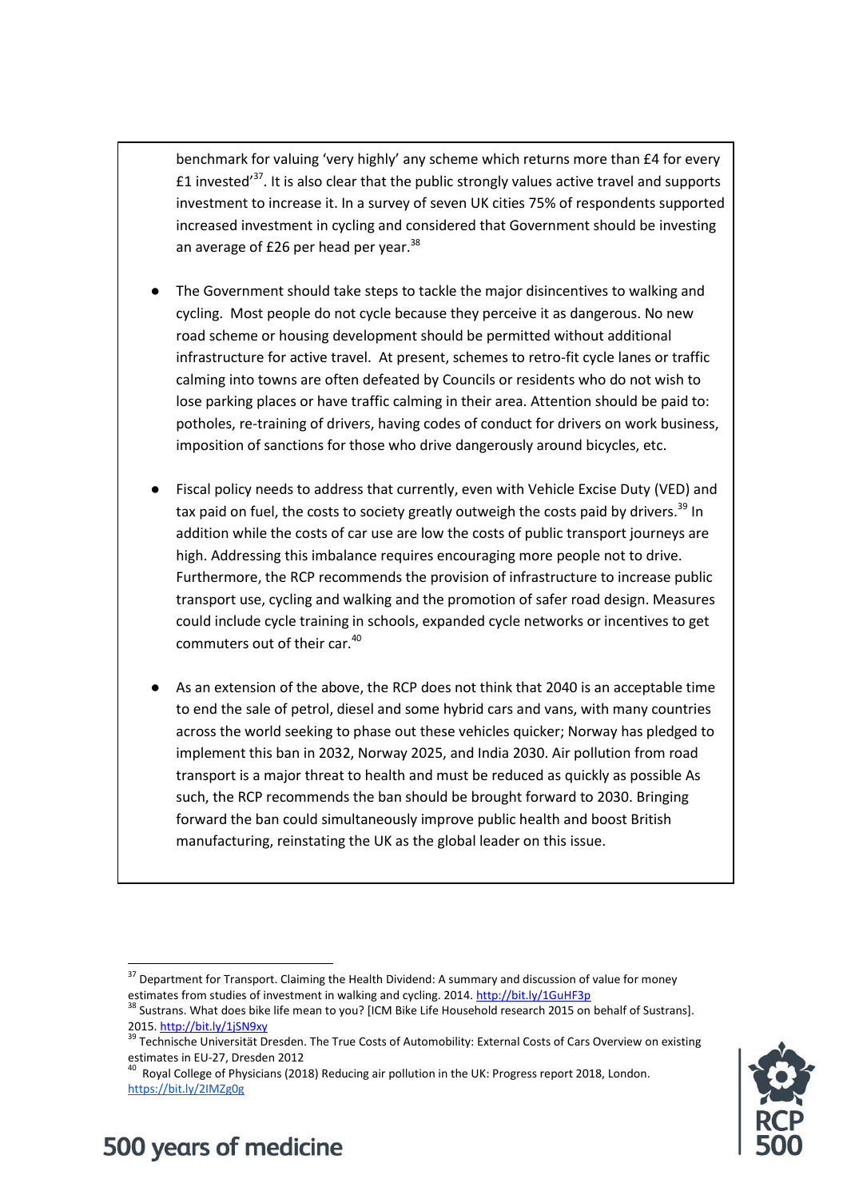benchmark for valuing 'very highly' any scheme which returns more than £4 for every £1 invested'[37]. It is also clear that the public strongly values active travel and supports investment to increase it. In a survey of seven UK cities 75% of respondents supported increased investment in cycling and considered that Government should be investing an average of £26 per head per year.[38]

- The Government should take steps to tackle the major disincentives to walking and cycling. Most people do not cycle because they perceive it as dangerous. No new road scheme or housing development should be permitted without additional infrastructure for active travel. At present, schemes to retro-fit cycle lanes or traffic calming into towns are often defeated by Councils or residents who do not wish to lose parking places or have traffic calming in their area. Attention should be paid to: potholes, re-training of drivers, having codes of conduct for drivers on work business, imposition of sanctions for those who drive dangerously around bicycles, etc.

- Fiscal policy needs to address that currently, even with Vehicle Excise Duty (VED) and tax paid on fuel, the costs to society greatly outweigh the costs paid by drivers.[39] In addition while the costs of car use are low the costs of public transport journeys are high. Addressing this imbalance requires encouraging more people not to drive. Furthermore, the RCP recommends the provision of infrastructure to increase public transport use, cycling and walking and the promotion of safer road design. Measures could include cycle training in schools, expanded cycle networks or incentives to get commuters out of their car.[40]

- As an extension of the above, the RCP does not think that 2040 is an acceptable time to end the sale of petrol, diesel and some hybrid cars and vans, with many countries across the world seeking to phase out these vehicles quicker; Norway has pledged to implement this ban in 2032, Norway 2025, and India 2030. Air pollution from road transport is a major threat to health and must be reduced as quickly as possible As such, the RCP recommends the ban should be brought forward to 2030. Bringing forward the ban could simultaneously improve public health and boost British manufacturing, reinstating the UK as the global leader on this issue.

---

[37] Department for Transport. Claiming the Health Dividend: A summary and discussion of value for money estimates from studies of investment in walking and cycling. 2014. http://bit.ly/1GuHF3p

[38] Sustrans. What does bike life mean to you? [ICM Bike Life Household research 2015 on behalf of Sustrans]. 2015. http://bit.ly/1jSN9xy

[39] Technische Universität Dresden. The True Costs of Automobility: External Costs of Cars Overview on existing estimates in EU-27, Dresden 2012

[40] Royal College of Physicians (2018) Reducing air pollution in the UK: Progress report 2018, London. https://bit.ly/2IMZg0g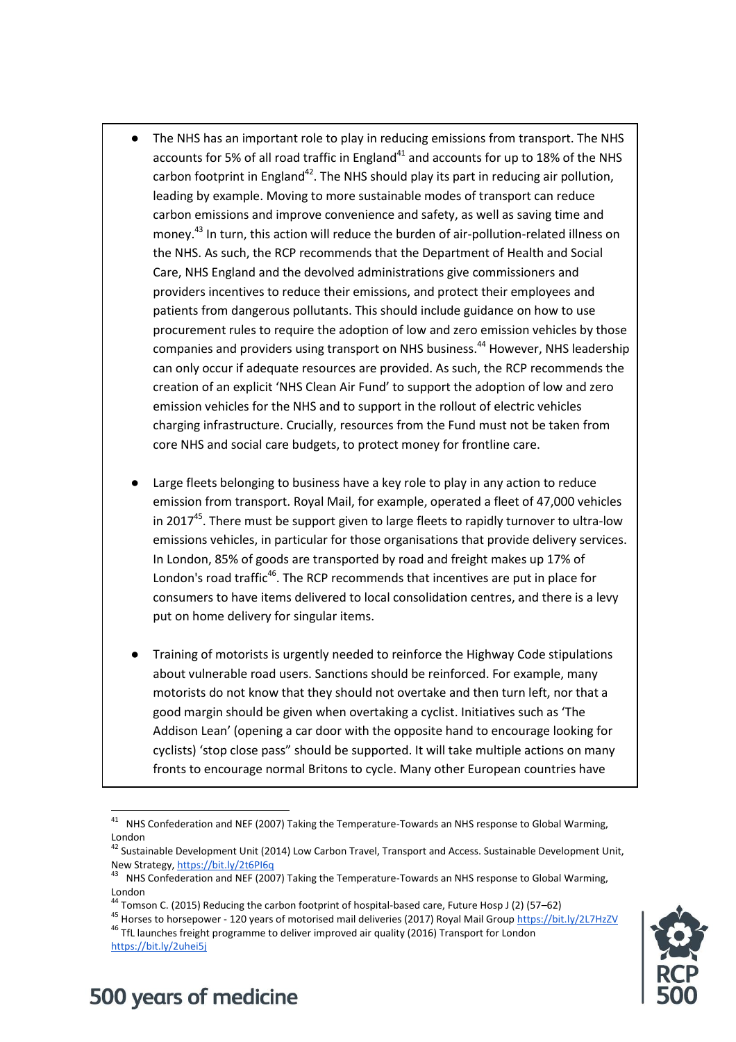- The NHS has an important role to play in reducing emissions from transport. The NHS accounts for 5% of all road traffic in England[41] and accounts for up to 18% of the NHS carbon footprint in England[42]. The NHS should play its part in reducing air pollution, leading by example. Moving to more sustainable modes of transport can reduce carbon emissions and improve convenience and safety, as well as saving time and money.[43] In turn, this action will reduce the burden of air-pollution-related illness on the NHS. As such, the RCP recommends that the Department of Health and Social Care, NHS England and the devolved administrations give commissioners and providers incentives to reduce their emissions, and protect their employees and patients from dangerous pollutants. This should include guidance on how to use procurement rules to require the adoption of low and zero emission vehicles by those companies and providers using transport on NHS business.[44] However, NHS leadership can only occur if adequate resources are provided. As such, the RCP recommends the creation of an explicit 'NHS Clean Air Fund' to support the adoption of low and zero emission vehicles for the NHS and to support in the rollout of electric vehicles charging infrastructure. Crucially, resources from the Fund must not be taken from core NHS and social care budgets, to protect money for frontline care.

- Large fleets belonging to business have a key role to play in any action to reduce emission from transport. Royal Mail, for example, operated a fleet of 47,000 vehicles in 2017[45]. There must be support given to large fleets to rapidly turnover to ultra-low emissions vehicles, in particular for those organisations that provide delivery services. In London, 85% of goods are transported by road and freight makes up 17% of London's road traffic[46]. The RCP recommends that incentives are put in place for consumers to have items delivered to local consolidation centres, and there is a levy put on home delivery for singular items.

- Training of motorists is urgently needed to reinforce the Highway Code stipulations about vulnerable road users. Sanctions should be reinforced. For example, many motorists do not know that they should not overtake and then turn left, nor that a good margin should be given when overtaking a cyclist. Initiatives such as 'The Addison Lean' (opening a car door with the opposite hand to encourage looking for cyclists) 'stop close pass" should be supported. It will take multiple actions on many fronts to encourage normal Britons to cycle. Many other European countries have

---

[41] NHS Confederation and NEF (2007) Taking the Temperature-Towards an NHS response to Global Warming, London

[42] Sustainable Development Unit (2014) Low Carbon Travel, Transport and Access. Sustainable Development Unit, New Strategy, https://bit.ly/2t6PI6q

[43] NHS Confederation and NEF (2007) Taking the Temperature-Towards an NHS response to Global Warming, London

[44] Tomson C. (2015) Reducing the carbon footprint of hospital-based care, Future Hosp J (2) (57–62)

[45] Horses to horsepower - 120 years of motorised mail deliveries (2017) Royal Mail Group https://bit.ly/2L7HzZV

[46] TfL launches freight programme to deliver improved air quality (2016) Transport for London https://bit.ly/2uhei5j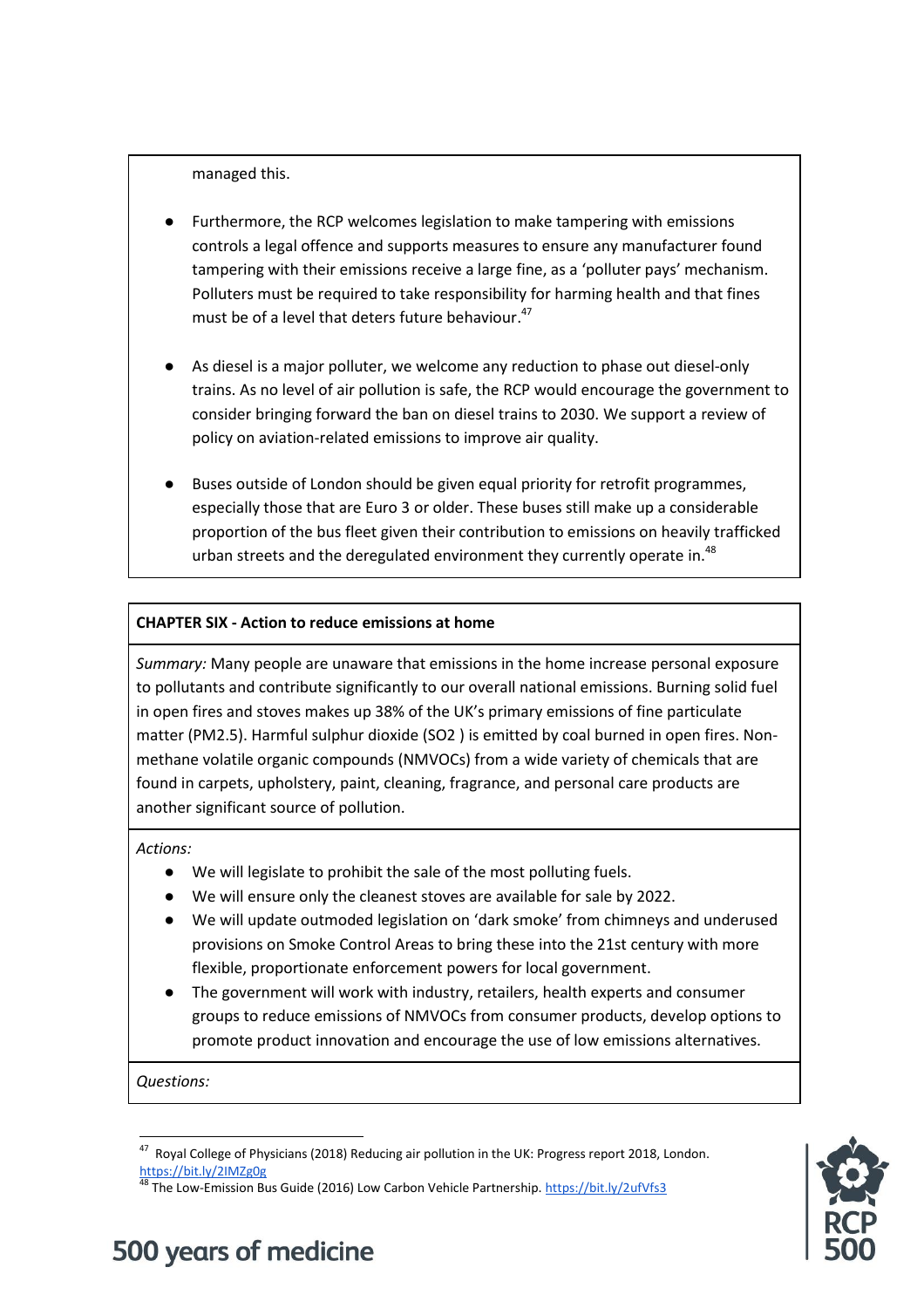managed this.

- Furthermore, the RCP welcomes legislation to make tampering with emissions controls a legal offence and supports measures to ensure any manufacturer found tampering with their emissions receive a large fine, as a 'polluter pays' mechanism. Polluters must be required to take responsibility for harming health and that fines must be of a level that deters future behaviour.[47]

- As diesel is a major polluter, we welcome any reduction to phase out diesel-only trains. As no level of air pollution is safe, the RCP would encourage the government to consider bringing forward the ban on diesel trains to 2030. We support a review of policy on aviation-related emissions to improve air quality.

- Buses outside of London should be given equal priority for retrofit programmes, especially those that are Euro 3 or older. These buses still make up a considerable proportion of the bus fleet given their contribution to emissions on heavily trafficked urban streets and the deregulated environment they currently operate in.[48]

**CHAPTER SIX - Action to reduce emissions at home**

*Summary:* Many people are unaware that emissions in the home increase personal exposure to pollutants and contribute significantly to our overall national emissions. Burning solid fuel in open fires and stoves makes up 38% of the UK's primary emissions of fine particulate matter (PM2.5). Harmful sulphur dioxide ($SO_2$) is emitted by coal burned in open fires. Non-methane volatile organic compounds (NMVOCs) from a wide variety of chemicals that are found in carpets, upholstery, paint, cleaning, fragrance, and personal care products are another significant source of pollution.

*Actions:*

- We will legislate to prohibit the sale of the most polluting fuels.
- We will ensure only the cleanest stoves are available for sale by 2022.
- We will update outmoded legislation on 'dark smoke' from chimneys and underused provisions on Smoke Control Areas to bring these into the 21st century with more flexible, proportionate enforcement powers for local government.
- The government will work with industry, retailers, health experts and consumer groups to reduce emissions of NMVOCs from consumer products, develop options to promote product innovation and encourage the use of low emissions alternatives.

*Questions:*

[47] Royal College of Physicians (2018) Reducing air pollution in the UK: Progress report 2018, London. https://bit.ly/2IMZg0g

[48] The Low-Emission Bus Guide (2016) Low Carbon Vehicle Partnership. https://bit.ly/2ufVfs3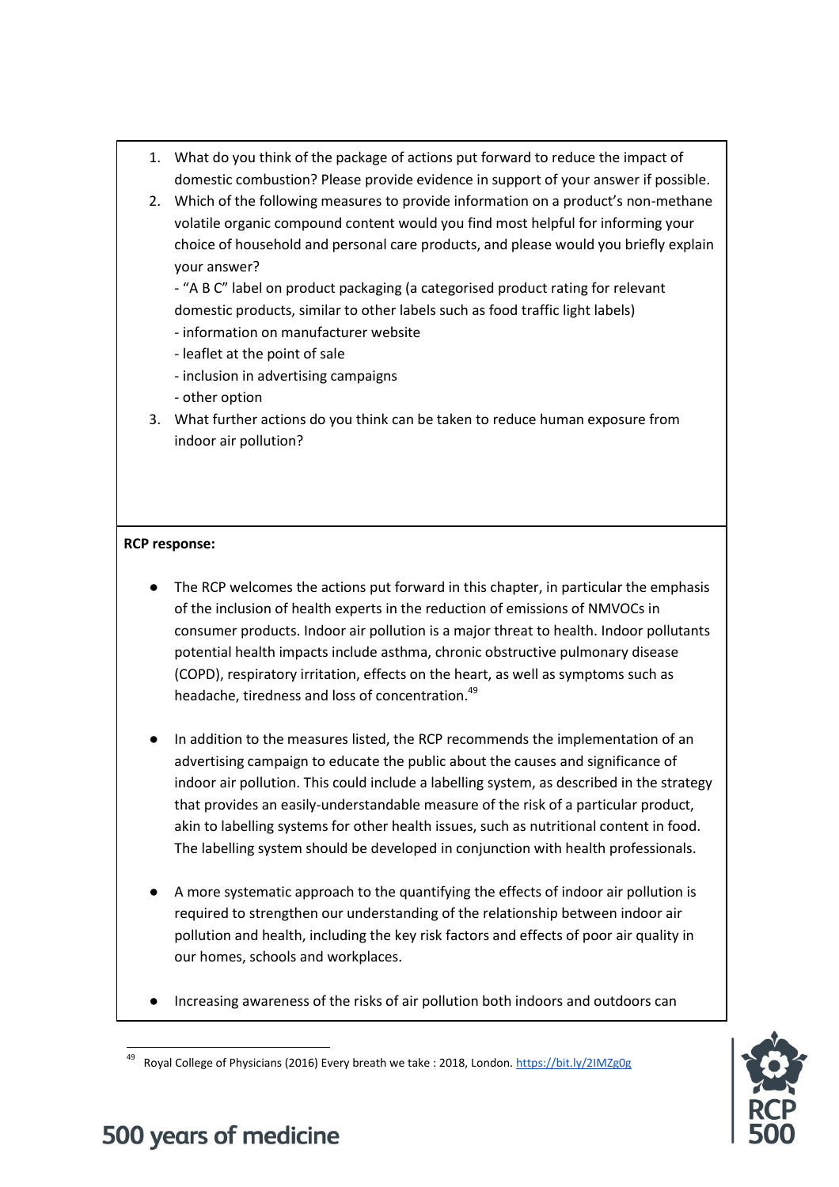1. What do you think of the package of actions put forward to reduce the impact of domestic combustion? Please provide evidence in support of your answer if possible.
2. Which of the following measures to provide information on a product's non-methane volatile organic compound content would you find most helpful for informing your choice of household and personal care products, and please would you briefly explain your answer?
   - "A B C" label on product packaging (a categorised product rating for relevant domestic products, similar to other labels such as food traffic light labels)
   - information on manufacturer website
   - leaflet at the point of sale
   - inclusion in advertising campaigns
   - other option
3. What further actions do you think can be taken to reduce human exposure from indoor air pollution?

**RCP response:**

- The RCP welcomes the actions put forward in this chapter, in particular the emphasis of the inclusion of health experts in the reduction of emissions of NMVOCs in consumer products. Indoor air pollution is a major threat to health. Indoor pollutants potential health impacts include asthma, chronic obstructive pulmonary disease (COPD), respiratory irritation, effects on the heart, as well as symptoms such as headache, tiredness and loss of concentration.[49]

- In addition to the measures listed, the RCP recommends the implementation of an advertising campaign to educate the public about the causes and significance of indoor air pollution. This could include a labelling system, as described in the strategy that provides an easily-understandable measure of the risk of a particular product, akin to labelling systems for other health issues, such as nutritional content in food. The labelling system should be developed in conjunction with health professionals.

- A more systematic approach to the quantifying the effects of indoor air pollution is required to strengthen our understanding of the relationship between indoor air pollution and health, including the key risk factors and effects of poor air quality in our homes, schools and workplaces.

- Increasing awareness of the risks of air pollution both indoors and outdoors can

[49] Royal College of Physicians (2016) Every breath we take : 2018, London. https://bit.ly/2IMZg0g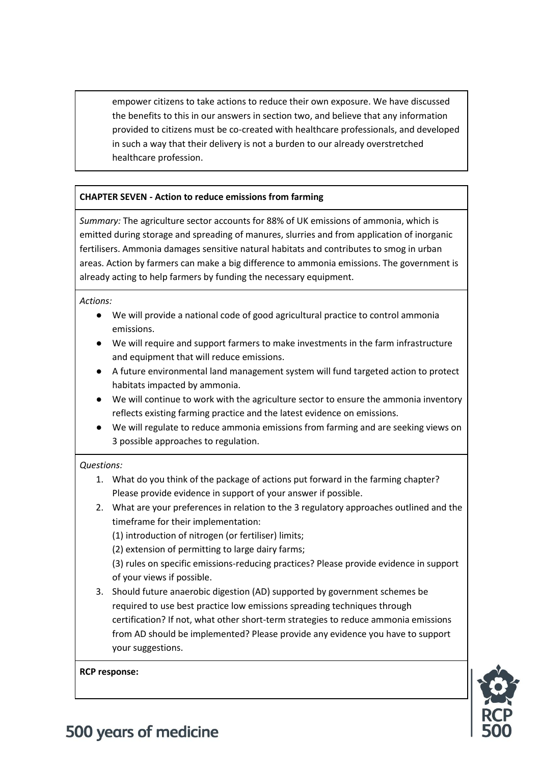empower citizens to take actions to reduce their own exposure. We have discussed the benefits to this in our answers in section two, and believe that any information provided to citizens must be co-created with healthcare professionals, and developed in such a way that their delivery is not a burden to our already overstretched healthcare profession.

**CHAPTER SEVEN - Action to reduce emissions from farming**

*Summary:* The agriculture sector accounts for 88% of UK emissions of ammonia, which is emitted during storage and spreading of manures, slurries and from application of inorganic fertilisers. Ammonia damages sensitive natural habitats and contributes to smog in urban areas. Action by farmers can make a big difference to ammonia emissions. The government is already acting to help farmers by funding the necessary equipment.

*Actions:*

- We will provide a national code of good agricultural practice to control ammonia emissions.
- We will require and support farmers to make investments in the farm infrastructure and equipment that will reduce emissions.
- A future environmental land management system will fund targeted action to protect habitats impacted by ammonia.
- We will continue to work with the agriculture sector to ensure the ammonia inventory reflects existing farming practice and the latest evidence on emissions.
- We will regulate to reduce ammonia emissions from farming and are seeking views on 3 possible approaches to regulation.

*Questions:*

1. What do you think of the package of actions put forward in the farming chapter? Please provide evidence in support of your answer if possible.
2. What are your preferences in relation to the 3 regulatory approaches outlined and the timeframe for their implementation:
   (1) introduction of nitrogen (or fertiliser) limits;
   (2) extension of permitting to large dairy farms;
   (3) rules on specific emissions-reducing practices? Please provide evidence in support of your views if possible.
3. Should future anaerobic digestion (AD) supported by government schemes be required to use best practice low emissions spreading techniques through certification? If not, what other short-term strategies to reduce ammonia emissions from AD should be implemented? Please provide any evidence you have to support your suggestions.

**RCP response:**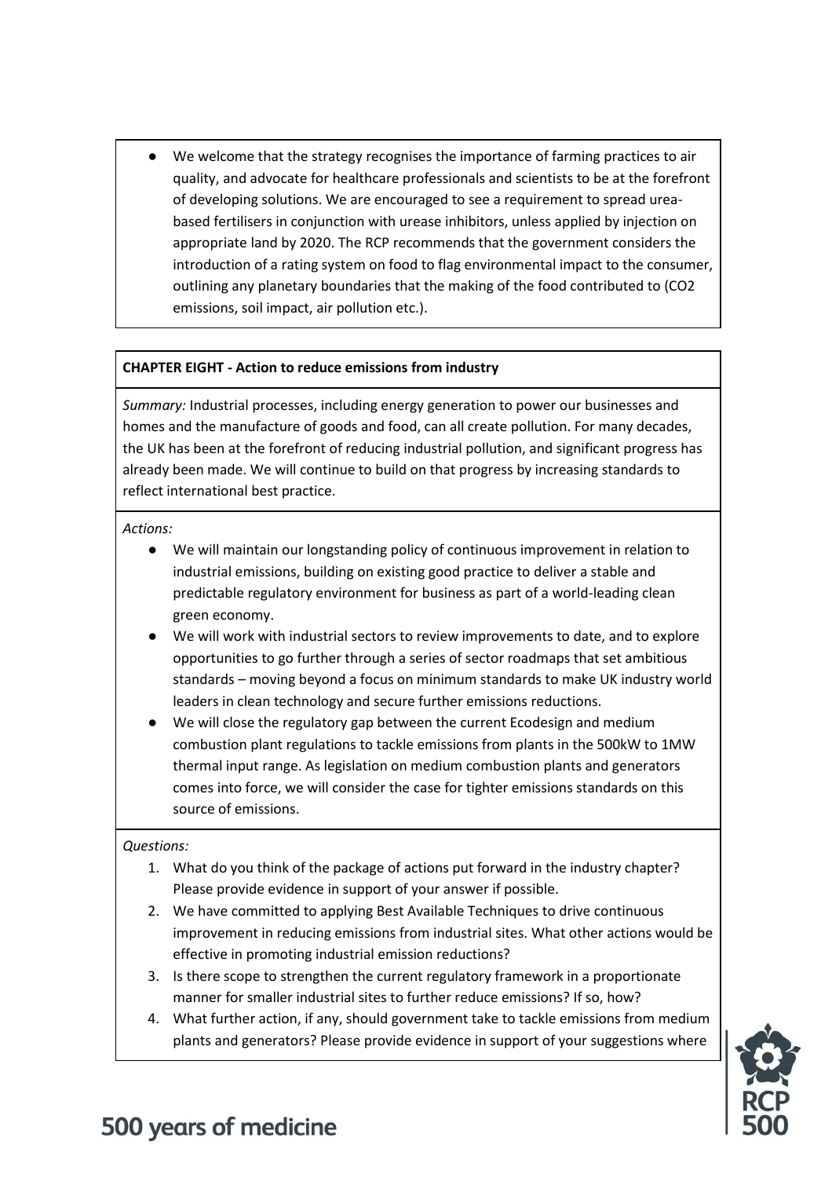- We welcome that the strategy recognises the importance of farming practices to air quality, and advocate for healthcare professionals and scientists to be at the forefront of developing solutions. We are encouraged to see a requirement to spread urea-based fertilisers in conjunction with urease inhibitors, unless applied by injection on appropriate land by 2020. The RCP recommends that the government considers the introduction of a rating system on food to flag environmental impact to the consumer, outlining any planetary boundaries that the making of the food contributed to ($CO_2$ emissions, soil impact, air pollution etc.).

**CHAPTER EIGHT - Action to reduce emissions from industry**

*Summary:* Industrial processes, including energy generation to power our businesses and homes and the manufacture of goods and food, can all create pollution. For many decades, the UK has been at the forefront of reducing industrial pollution, and significant progress has already been made. We will continue to build on that progress by increasing standards to reflect international best practice.

*Actions:*

- We will maintain our longstanding policy of continuous improvement in relation to industrial emissions, building on existing good practice to deliver a stable and predictable regulatory environment for business as part of a world-leading clean green economy.
- We will work with industrial sectors to review improvements to date, and to explore opportunities to go further through a series of sector roadmaps that set ambitious standards – moving beyond a focus on minimum standards to make UK industry world leaders in clean technology and secure further emissions reductions.
- We will close the regulatory gap between the current Ecodesign and medium combustion plant regulations to tackle emissions from plants in the 500kW to 1MW thermal input range. As legislation on medium combustion plants and generators comes into force, we will consider the case for tighter emissions standards on this source of emissions.

*Questions:*

1. What do you think of the package of actions put forward in the industry chapter? Please provide evidence in support of your answer if possible.
2. We have committed to applying Best Available Techniques to drive continuous improvement in reducing emissions from industrial sites. What other actions would be effective in promoting industrial emission reductions?
3. Is there scope to strengthen the current regulatory framework in a proportionate manner for smaller industrial sites to further reduce emissions? If so, how?
4. What further action, if any, should government take to tackle emissions from medium plants and generators? Please provide evidence in support of your suggestions where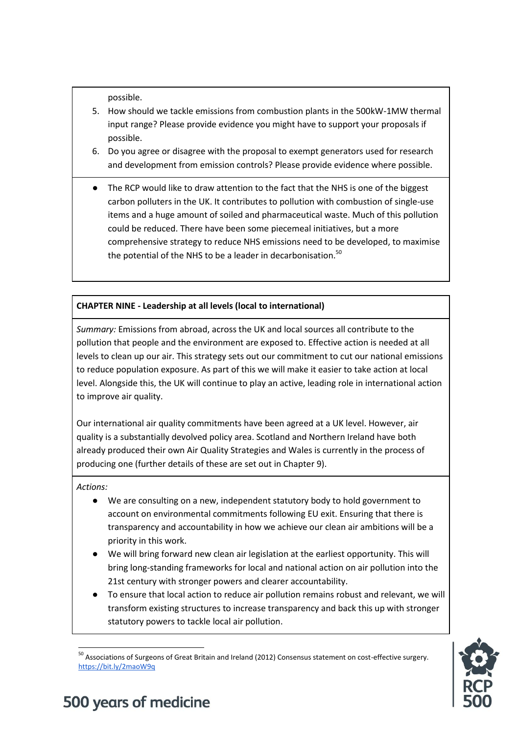possible.

5. How should we tackle emissions from combustion plants in the 500kW-1MW thermal input range? Please provide evidence you might have to support your proposals if possible.
6. Do you agree or disagree with the proposal to exempt generators used for research and development from emission controls? Please provide evidence where possible.

- The RCP would like to draw attention to the fact that the NHS is one of the biggest carbon polluters in the UK. It contributes to pollution with combustion of single-use items and a huge amount of soiled and pharmaceutical waste. Much of this pollution could be reduced. There have been some piecemeal initiatives, but a more comprehensive strategy to reduce NHS emissions need to be developed, to maximise the potential of the NHS to be a leader in decarbonisation.[50]

**CHAPTER NINE - Leadership at all levels (local to international)**

*Summary:* Emissions from abroad, across the UK and local sources all contribute to the pollution that people and the environment are exposed to. Effective action is needed at all levels to clean up our air. This strategy sets out our commitment to cut our national emissions to reduce population exposure. As part of this we will make it easier to take action at local level. Alongside this, the UK will continue to play an active, leading role in international action to improve air quality.

Our international air quality commitments have been agreed at a UK level. However, air quality is a substantially devolved policy area. Scotland and Northern Ireland have both already produced their own Air Quality Strategies and Wales is currently in the process of producing one (further details of these are set out in Chapter 9).

*Actions:*

- We are consulting on a new, independent statutory body to hold government to account on environmental commitments following EU exit. Ensuring that there is transparency and accountability in how we achieve our clean air ambitions will be a priority in this work.
- We will bring forward new clean air legislation at the earliest opportunity. This will bring long-standing frameworks for local and national action on air pollution into the 21st century with stronger powers and clearer accountability.
- To ensure that local action to reduce air pollution remains robust and relevant, we will transform existing structures to increase transparency and back this up with stronger statutory powers to tackle local air pollution.

[50] Associations of Surgeons of Great Britain and Ireland (2012) Consensus statement on cost-effective surgery. https://bit.ly/2maoW9q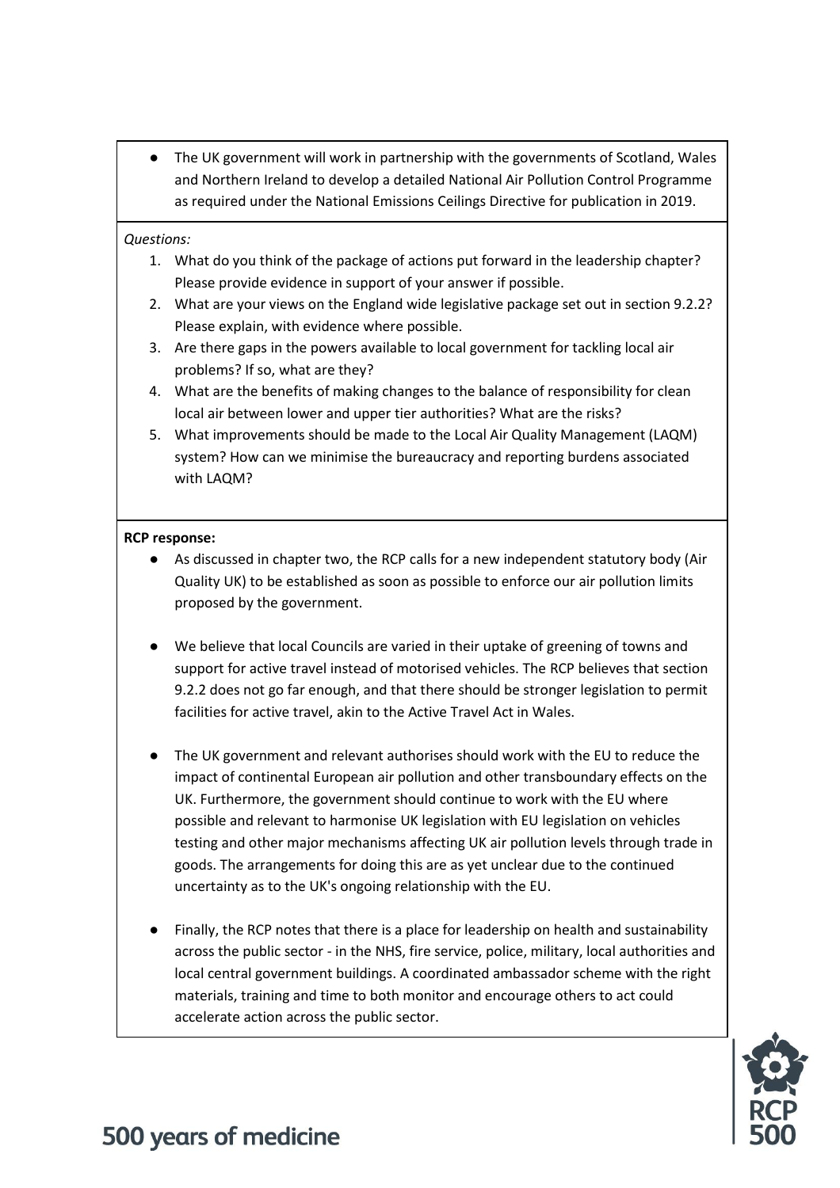- The UK government will work in partnership with the governments of Scotland, Wales and Northern Ireland to develop a detailed National Air Pollution Control Programme as required under the National Emissions Ceilings Directive for publication in 2019.

*Questions:*

1. What do you think of the package of actions put forward in the leadership chapter? Please provide evidence in support of your answer if possible.
2. What are your views on the England wide legislative package set out in section 9.2.2? Please explain, with evidence where possible.
3. Are there gaps in the powers available to local government for tackling local air problems? If so, what are they?
4. What are the benefits of making changes to the balance of responsibility for clean local air between lower and upper tier authorities? What are the risks?
5. What improvements should be made to the Local Air Quality Management (LAQM) system? How can we minimise the bureaucracy and reporting burdens associated with LAQM?

**RCP response:**

- As discussed in chapter two, the RCP calls for a new independent statutory body (Air Quality UK) to be established as soon as possible to enforce our air pollution limits proposed by the government.

- We believe that local Councils are varied in their uptake of greening of towns and support for active travel instead of motorised vehicles. The RCP believes that section 9.2.2 does not go far enough, and that there should be stronger legislation to permit facilities for active travel, akin to the Active Travel Act in Wales.

- The UK government and relevant authorises should work with the EU to reduce the impact of continental European air pollution and other transboundary effects on the UK. Furthermore, the government should continue to work with the EU where possible and relevant to harmonise UK legislation with EU legislation on vehicles testing and other major mechanisms affecting UK air pollution levels through trade in goods. The arrangements for doing this are as yet unclear due to the continued uncertainty as to the UK's ongoing relationship with the EU.

- Finally, the RCP notes that there is a place for leadership on health and sustainability across the public sector - in the NHS, fire service, police, military, local authorities and local central government buildings. A coordinated ambassador scheme with the right materials, training and time to both monitor and encourage others to act could accelerate action across the public sector.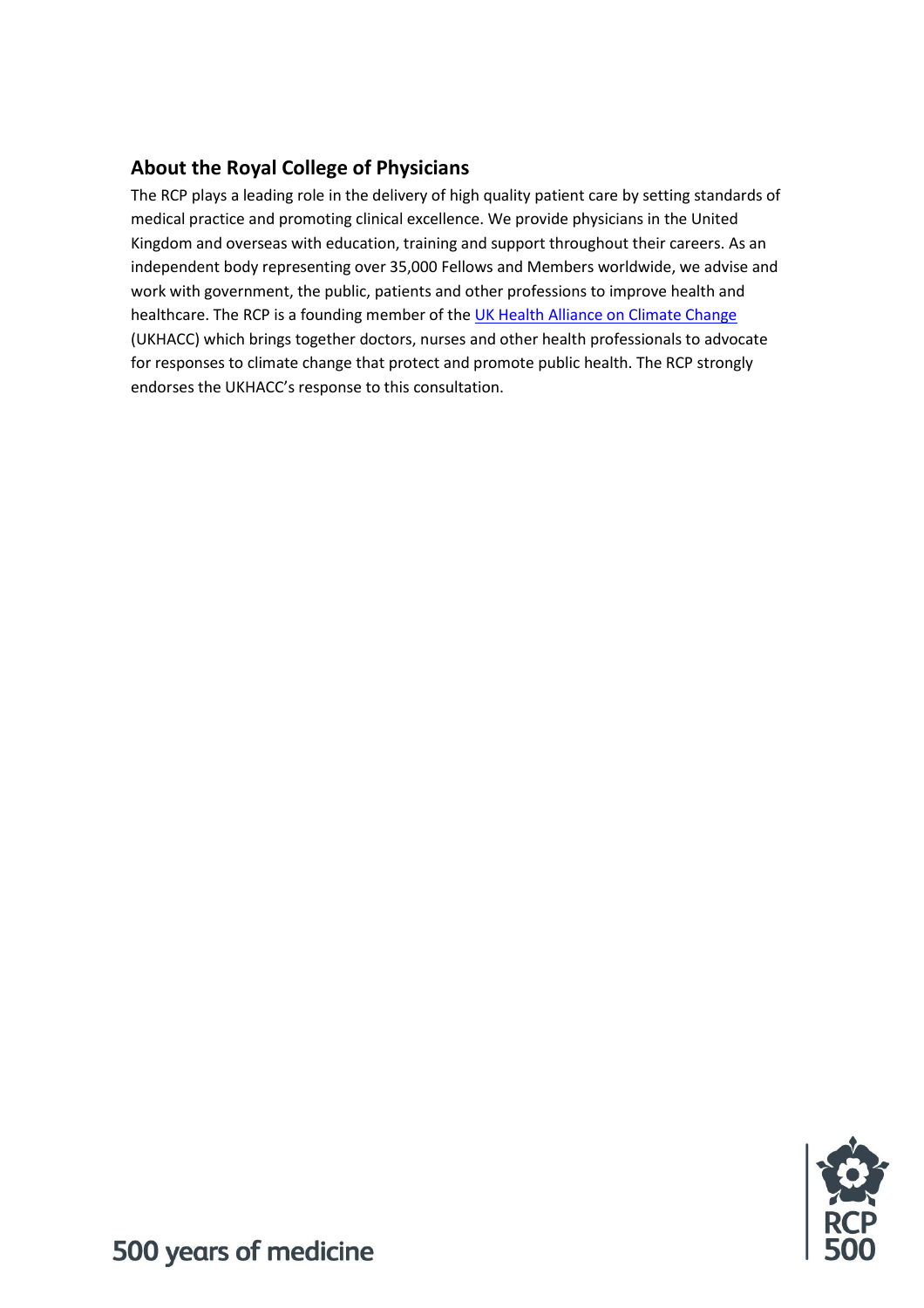## About the Royal College of Physicians

The RCP plays a leading role in the delivery of high quality patient care by setting standards of medical practice and promoting clinical excellence. We provide physicians in the United Kingdom and overseas with education, training and support throughout their careers. As an independent body representing over 35,000 Fellows and Members worldwide, we advise and work with government, the public, patients and other professions to improve health and healthcare. The RCP is a founding member of the UK Health Alliance on Climate Change (UKHACC) which brings together doctors, nurses and other health professionals to advocate for responses to climate change that protect and promote public health. The RCP strongly endorses the UKHACC's response to this consultation.